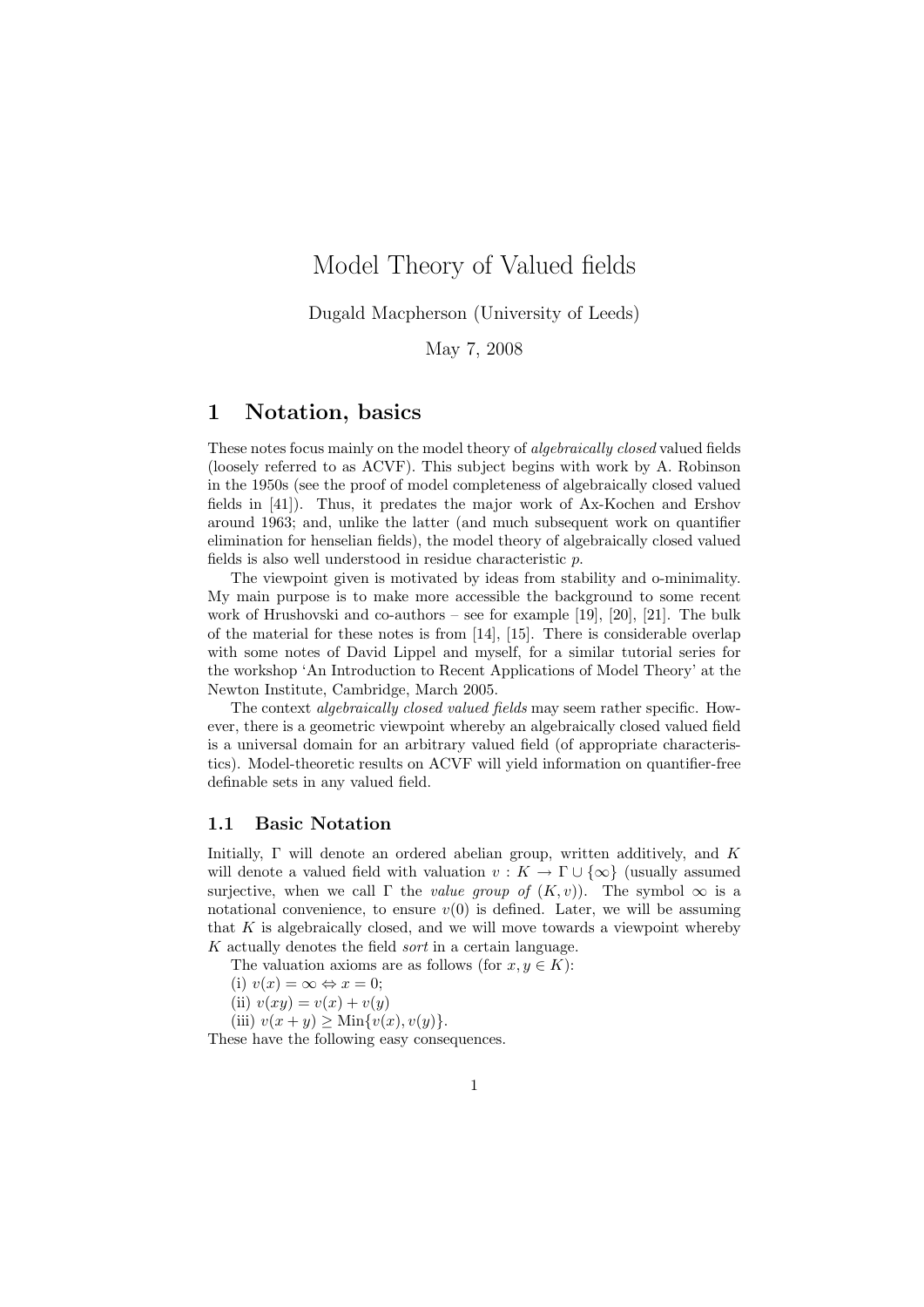# Model Theory of Valued fields

Dugald Macpherson (University of Leeds)

May 7, 2008

## 1 Notation, basics

These notes focus mainly on the model theory of *algebraically closed* valued fields (loosely referred to as ACVF). This subject begins with work by A. Robinson in the 1950s (see the proof of model completeness of algebraically closed valued fields in [41]). Thus, it predates the major work of Ax-Kochen and Ershov around 1963; and, unlike the latter (and much subsequent work on quantifier elimination for henselian fields), the model theory of algebraically closed valued fields is also well understood in residue characteristic $p$.

The viewpoint given is motivated by ideas from stability and o-minimality. My main purpose is to make more accessible the background to some recent work of Hrushovski and co-authors – see for example [19], [20], [21]. The bulk of the material for these notes is from [14], [15]. There is considerable overlap with some notes of David Lippel and myself, for a similar tutorial series for the workshop 'An Introduction to Recent Applications of Model Theory' at the Newton Institute, Cambridge, March 2005.

The context *algebraically closed valued fields* may seem rather specific. However, there is a geometric viewpoint whereby an algebraically closed valued field is a universal domain for an arbitrary valued field (of appropriate characteristics). Model-theoretic results on ACVF will yield information on quantifier-free definable sets in any valued field.

### 1.1 Basic Notation

Initially, $\Gamma$ will denote an ordered abelian group, written additively, and $K$ will denote a valued field with valuation $v : K \to \Gamma \cup \{\infty\}$ (usually assumed surjective, when we call $\Gamma$ the *value group of* $(K, v)$). The symbol $\infty$ is a notational convenience, to ensure $v(0)$ is defined. Later, we will be assuming that $K$ is algebraically closed, and we will move towards a viewpoint whereby $K$ actually denotes the field *sort* in a certain language.

The valuation axioms are as follows (for $x, y \in K$):

(i) $v(x) = \infty \Leftrightarrow x = 0$;

(ii) $v(xy) = v(x) + v(y)$

(iii) $v(x + y) \geq \text{Min}\{v(x), v(y)\}$.

These have the following easy consequences.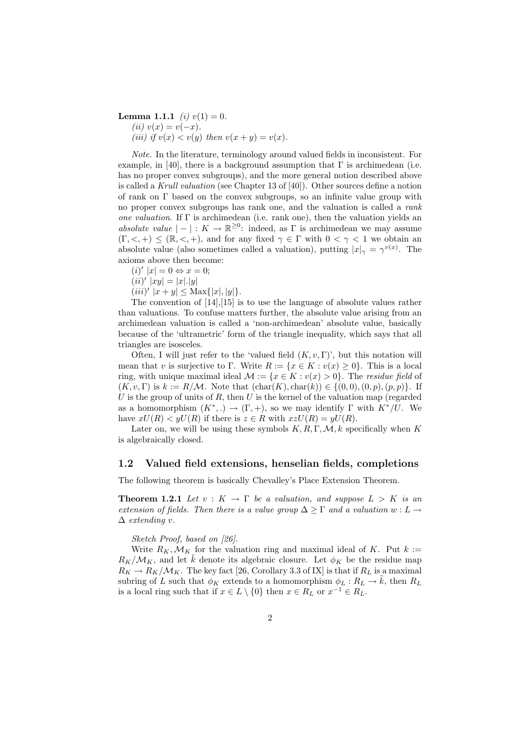**Lemma 1.1.1** *(i)* $v(1) = 0$.

*(ii)* $v(x) = v(-x)$.

*(iii) if* $v(x) < v(y)$ *then* $v(x + y) = v(x)$.

*Note.* In the literature, terminology around valued fields in inconsistent. For example, in [40], there is a background assumption that $\Gamma$ is archimedean (i.e. has no proper convex subgroups), and the more general notion described above is called a *Krull valuation* (see Chapter 13 of [40]). Other sources define a notion of rank on $\Gamma$ based on the convex subgroups, so an infinite value group with no proper convex subgroups has rank one, and the valuation is called a *rank one valuation*. If $\Gamma$ is archimedean (i.e. rank one), then the valuation yields an *absolute value* $|-| : K \to \mathbb{R}^{\geq 0}$: indeed, as $\Gamma$ is archimedean we may assume $(\Gamma, <, +) \leq (\mathbb{R}, <, +)$, and for any fixed $\gamma \in \Gamma$ with $0 < \gamma < 1$ we obtain an absolute value (also sometimes called a valuation), putting $|x|_\gamma = \gamma^{v(x)}$. The axioms above then become:

$(i)'$ $|x| = 0 \Leftrightarrow x = 0$;

$(ii)'$ $|xy| = |x|.|y|$

$(iii)'$ $|x + y| \leq \mathrm{Max}\{|x|, |y|\}$.

The convention of [14],[15] is to use the language of absolute values rather than valuations. To confuse matters further, the absolute value arising from an archimedean valuation is called a 'non-archimedean' absolute value, basically because of the 'ultrametric' form of the triangle inequality, which says that all triangles are isosceles.

Often, I will just refer to the 'valued field $(K, v, \Gamma)$', but this notation will mean that $v$ is surjective to $\Gamma$. Write $R := \{x \in K : v(x) \geq 0\}$. This is a local ring, with unique maximal ideal $\mathcal{M} := \{x \in K : v(x) > 0\}$. The *residue field* of $(K, v, \Gamma)$ is $k := R/\mathcal{M}$. Note that $(\mathrm{char}(K), \mathrm{char}(k)) \in \{(0, 0), (0, p), (p, p)\}$. If $U$ is the group of units of $R$, then $U$ is the kernel of the valuation map (regarded as a homomorphism $(K^*, .) \to (\Gamma, +)$, so we may identify $\Gamma$ with $K^*/U$. We have $xU(R) < yU(R)$ if there is $z \in R$ with $xzU(R) = yU(R)$.

Later on, we will be using these symbols $K, R, \Gamma, \mathcal{M}, k$ specifically when $K$ is algebraically closed.

## 1.2 Valued field extensions, henselian fields, completions

The following theorem is basically Chevalley's Place Extension Theorem.

**Theorem 1.2.1** *Let* $v : K \to \Gamma$ *be a valuation, and suppose* $L > K$ *is an extension of fields. Then there is a value group* $\Delta \geq \Gamma$ *and a valuation* $w : L \to \Delta$ *extending* $v$.

*Sketch Proof, based on [26].*

Write $R_K, \mathcal{M}_K$ for the valuation ring and maximal ideal of $K$. Put $k := R_K/\mathcal{M}_K$, and let $\tilde{k}$ denote its algebraic closure. Let $\phi_K$ be the residue map $R_K \to R_K/\mathcal{M}_K$. The key fact [26, Corollary 3.3 of IX] is that if $R_L$ is a maximal subring of $L$ such that $\phi_K$ extends to a homomorphism $\phi_L : R_L \to \tilde{k}$, then $R_L$ is a local ring such that if $x \in L \setminus \{0\}$ then $x \in R_L$ or $x^{-1} \in R_L$.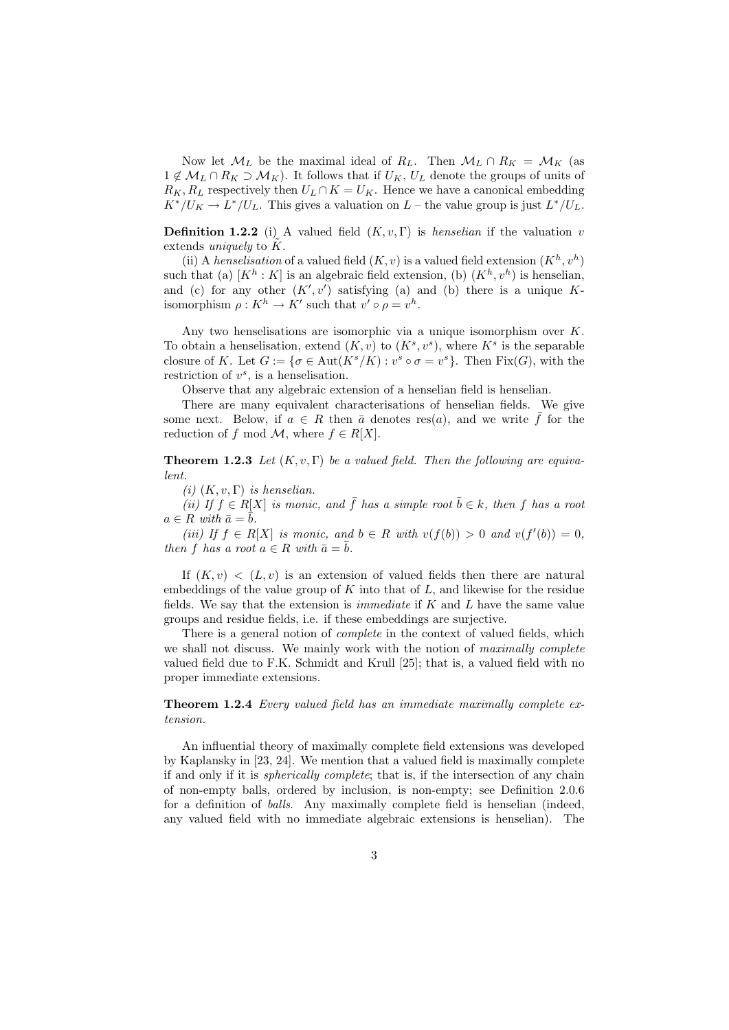Now let $\mathcal{M}_L$ be the maximal ideal of $R_L$. Then $\mathcal{M}_L \cap R_K = \mathcal{M}_K$ (as $1 \notin \mathcal{M}_L \cap R_K \supset \mathcal{M}_K$). It follows that if $U_K$, $U_L$ denote the groups of units of $R_K, R_L$ respectively then $U_L \cap K = U_K$. Hence we have a canonical embedding $K^*/U_K \to L^*/U_L$. This gives a valuation on $L$ – the value group is just $L^*/U_L$.

**Definition 1.2.2** (i) A valued field $(K, v, \Gamma)$ is *henselian* if the valuation $v$ extends *uniquely* to $\tilde{K}$.

(ii) A *henselisation* of a valued field $(K, v)$ is a valued field extension $(K^h, v^h)$ such that (a) $[K^h : K]$ is an algebraic field extension, (b) $(K^h, v^h)$ is henselian, and (c) for any other $(K', v')$ satisfying (a) and (b) there is a unique $K$-isomorphism $\rho : K^h \to K'$ such that $v' \circ \rho = v^h$.

Any two henselisations are isomorphic via a unique isomorphism over $K$. To obtain a henselisation, extend $(K, v)$ to $(K^s, v^s)$, where $K^s$ is the separable closure of $K$. Let $G := \{\sigma \in \mathrm{Aut}(K^s/K) : v^s \circ \sigma = v^s\}$. Then $\mathrm{Fix}(G)$, with the restriction of $v^s$, is a henselisation.

Observe that any algebraic extension of a henselian field is henselian.

There are many equivalent characterisations of henselian fields. We give some next. Below, if $a \in R$ then $\bar{a}$ denotes $\mathrm{res}(a)$, and we write $\bar{f}$ for the reduction of $f$ mod $\mathcal{M}$, where $f \in R[X]$.

**Theorem 1.2.3** *Let $(K, v, \Gamma)$ be a valued field. Then the following are equivalent.*

*(i) $(K, v, \Gamma)$ is henselian.*

*(ii) If $f \in R[X]$ is monic, and $\bar{f}$ has a simple root $\bar{b} \in k$, then $f$ has a root $a \in R$ with $\bar{a} = \bar{b}$.*

*(iii) If $f \in R[X]$ is monic, and $b \in R$ with $v(f(b)) > 0$ and $v(f'(b)) = 0$, then $f$ has a root $a \in R$ with $\bar{a} = \bar{b}$.*

If $(K, v) < (L, v)$ is an extension of valued fields then there are natural embeddings of the value group of $K$ into that of $L$, and likewise for the residue fields. We say that the extension is *immediate* if $K$ and $L$ have the same value groups and residue fields, i.e. if these embeddings are surjective.

There is a general notion of *complete* in the context of valued fields, which we shall not discuss. We mainly work with the notion of *maximally complete* valued field due to F.K. Schmidt and Krull [25]; that is, a valued field with no proper immediate extensions.

**Theorem 1.2.4** *Every valued field has an immediate maximally complete extension.*

An influential theory of maximally complete field extensions was developed by Kaplansky in [23, 24]. We mention that a valued field is maximally complete if and only if it is *spherically complete*; that is, if the intersection of any chain of non-empty balls, ordered by inclusion, is non-empty; see Definition 2.0.6 for a definition of *balls*. Any maximally complete field is henselian (indeed, any valued field with no immediate algebraic extensions is henselian). The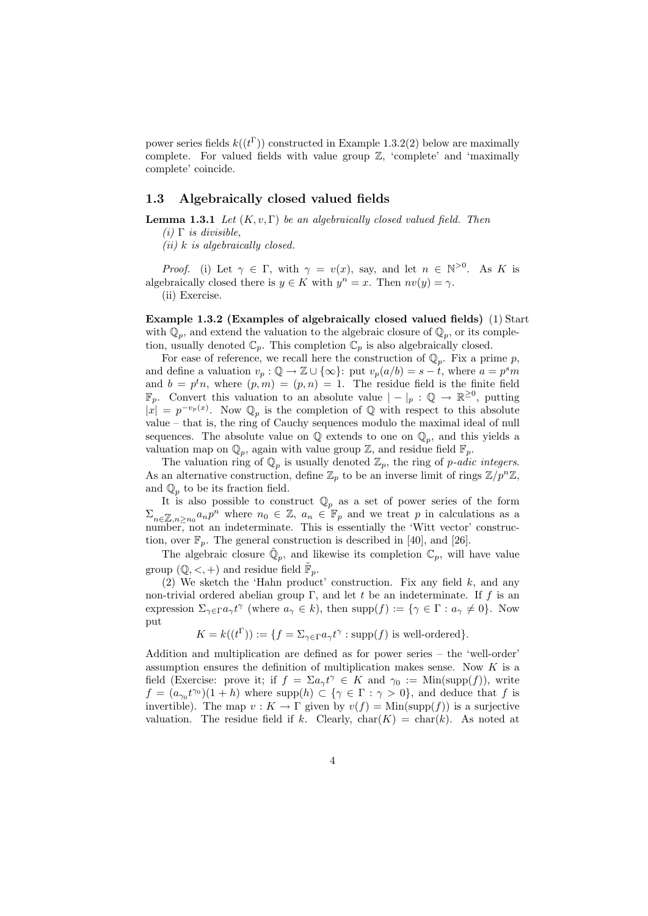power series fields $k((t^\Gamma))$ constructed in Example 1.3.2(2) below are maximally complete. For valued fields with value group $\mathbb{Z}$, 'complete' and 'maximally complete' coincide.

## 1.3 Algebraically closed valued fields

**Lemma 1.3.1** *Let $(K, v, \Gamma)$ be an algebraically closed valued field. Then*
*(i) $\Gamma$ is divisible,*
*(ii) $k$ is algebraically closed.*

*Proof.* (i) Let $\gamma \in \Gamma$, with $\gamma = v(x)$, say, and let $n \in \mathbb{N}^{>0}$. As $K$ is algebraically closed there is $y \in K$ with $y^n = x$. Then $nv(y) = \gamma$.
(ii) Exercise.

**Example 1.3.2 (Examples of algebraically closed valued fields)** (1) Start with $\mathbb{Q}_p$, and extend the valuation to the algebraic closure of $\mathbb{Q}_p$, or its completion, usually denoted $\mathbb{C}_p$. This completion $\mathbb{C}_p$ is also algebraically closed.

For ease of reference, we recall here the construction of $\mathbb{Q}_p$. Fix a prime $p$, and define a valuation $v_p : \mathbb{Q} \to \mathbb{Z} \cup \{\infty\}$: put $v_p(a/b) = s - t$, where $a = p^s m$ and $b = p^t n$, where $(p, m) = (p, n) = 1$. The residue field is the finite field $\mathbb{F}_p$. Convert this valuation to an absolute value $| - |_p : \mathbb{Q} \to \mathbb{R}^{\geq 0}$, putting $|x| = p^{-v_p(x)}$. Now $\mathbb{Q}_p$ is the completion of $\mathbb{Q}$ with respect to this absolute value – that is, the ring of Cauchy sequences modulo the maximal ideal of null sequences. The absolute value on $\mathbb{Q}$ extends to one on $\mathbb{Q}_p$, and this yields a valuation map on $\mathbb{Q}_p$, again with value group $\mathbb{Z}$, and residue field $\mathbb{F}_p$.

The valuation ring of $\mathbb{Q}_p$ is usually denoted $\mathbb{Z}_p$, the ring of *p-adic integers*. As an alternative construction, define $\mathbb{Z}_p$ to be an inverse limit of rings $\mathbb{Z}/p^n\mathbb{Z}$, and $\mathbb{Q}_p$ to be its fraction field.

It is also possible to construct $\mathbb{Q}_p$ as a set of power series of the form $\Sigma_{n \in \mathbb{Z}, n \geq n_0} a_n p^n$ where $n_0 \in \mathbb{Z}$, $a_n \in \mathbb{F}_p$ and we treat $p$ in calculations as a number, not an indeterminate. This is essentially the 'Witt vector' construction, over $\mathbb{F}_p$. The general construction is described in [40], and [26].

The algebraic closure $\tilde{\mathbb{Q}}_p$, and likewise its completion $\mathbb{C}_p$, will have value group $(\mathbb{Q}, <, +)$ and residue field $\tilde{\mathbb{F}}_p$.

(2) We sketch the 'Hahn product' construction. Fix any field $k$, and any non-trivial ordered abelian group $\Gamma$, and let $t$ be an indeterminate. If $f$ is an expression $\Sigma_{\gamma \in \Gamma} a_\gamma t^\gamma$ (where $a_\gamma \in k$), then $\mathrm{supp}(f) := \{\gamma \in \Gamma : a_\gamma \neq 0\}$. Now put

$$K = k((t^\Gamma)) := \{f = \Sigma_{\gamma \in \Gamma} a_\gamma t^\gamma : \mathrm{supp}(f) \text{ is well-ordered}\}.$$

Addition and multiplication are defined as for power series – the 'well-order' assumption ensures the definition of multiplication makes sense. Now $K$ is a field (Exercise: prove it; if $f = \Sigma a_\gamma t^\gamma \in K$ and $\gamma_0 := \mathrm{Min}(\mathrm{supp}(f))$, write $f = (a_{\gamma_0} t^{\gamma_0})(1 + h)$ where $\mathrm{supp}(h) \subset \{\gamma \in \Gamma : \gamma > 0\}$, and deduce that $f$ is invertible). The map $v : K \to \Gamma$ given by $v(f) = \mathrm{Min}(\mathrm{supp}(f))$ is a surjective valuation. The residue field if $k$. Clearly, $\mathrm{char}(K) = \mathrm{char}(k)$. As noted at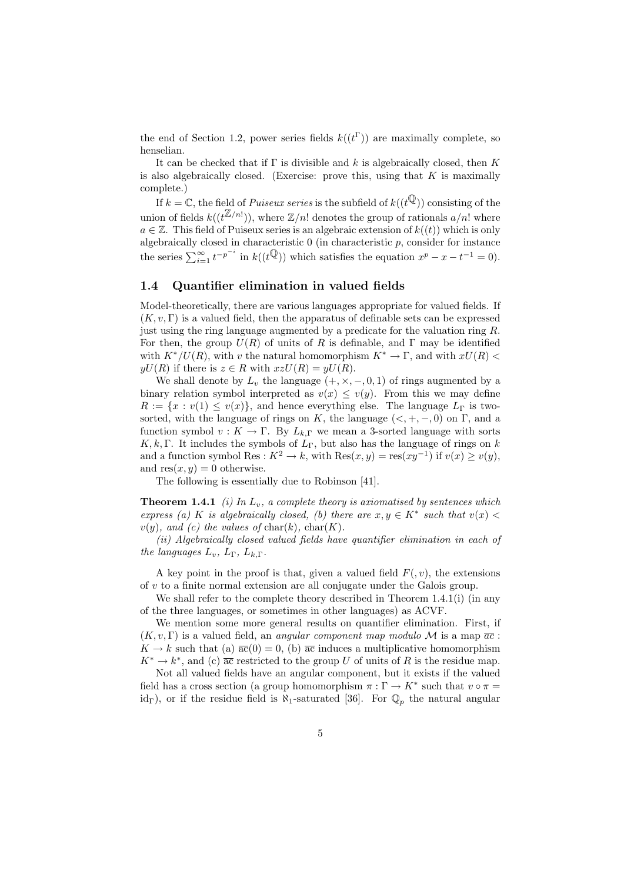the end of Section 1.2, power series fields $k((t^\Gamma))$ are maximally complete, so henselian.

It can be checked that if $\Gamma$ is divisible and $k$ is algebraically closed, then $K$ is also algebraically closed. (Exercise: prove this, using that $K$ is maximally complete.)

If $k = \mathbb{C}$, the field of *Puiseux series* is the subfield of $k((t^{\mathbb{Q}}))$ consisting of the union of fields $k((t^{\mathbb{Z}/n!}))$, where $\mathbb{Z}/n!$ denotes the group of rationals $a/n!$ where $a \in \mathbb{Z}$. This field of Puiseux series is an algebraic extension of $k((t))$ which is only algebraically closed in characteristic 0 (in characteristic $p$, consider for instance the series $\sum_{i=1}^{\infty} t^{-p^{-i}}$ in $k((t^{\mathbb{Q}}))$ which satisfies the equation $x^p - x - t^{-1} = 0$).

## 1.4 Quantifier elimination in valued fields

Model-theoretically, there are various languages appropriate for valued fields. If $(K, v, \Gamma)$ is a valued field, then the apparatus of definable sets can be expressed just using the ring language augmented by a predicate for the valuation ring $R$. For then, the group $U(R)$ of units of $R$ is definable, and $\Gamma$ may be identified with $K^*/U(R)$, with $v$ the natural homomorphism $K^* \to \Gamma$, and with $xU(R) < yU(R)$ if there is $z \in R$ with $xzU(R) = yU(R)$.

We shall denote by $L_v$ the language $(+, \times, -, 0, 1)$ of rings augmented by a binary relation symbol interpreted as $v(x) \leq v(y)$. From this we may define $R := \{x : v(1) \leq v(x)\}$, and hence everything else. The language $L_\Gamma$ is two-sorted, with the language of rings on $K$, the language $(<, +, -, 0)$ on $\Gamma$, and a function symbol $v : K \to \Gamma$. By $L_{k,\Gamma}$ we mean a 3-sorted language with sorts $K, k, \Gamma$. It includes the symbols of $L_\Gamma$, but also has the language of rings on $k$ and a function symbol $\mathrm{Res} : K^2 \to k$, with $\mathrm{Res}(x, y) = \mathrm{res}(xy^{-1})$ if $v(x) \geq v(y)$, and $\mathrm{res}(x, y) = 0$ otherwise.

The following is essentially due to Robinson [41].

**Theorem 1.4.1** *(i) In $L_v$, a complete theory is axiomatised by sentences which express (a) $K$ is algebraically closed, (b) there are $x, y \in K^*$ such that $v(x) < v(y)$, and (c) the values of $\mathrm{char}(k)$, $\mathrm{char}(K)$.*

*(ii) Algebraically closed valued fields have quantifier elimination in each of the languages $L_v$, $L_\Gamma$, $L_{k,\Gamma}$.*

A key point in the proof is that, given a valued field $F(, v)$, the extensions of $v$ to a finite normal extension are all conjugate under the Galois group.

We shall refer to the complete theory described in Theorem 1.4.1(i) (in any of the three languages, or sometimes in other languages) as ACVF.

We mention some more general results on quantifier elimination. First, if $(K, v, \Gamma)$ is a valued field, an *angular component map modulo* $\mathcal{M}$ is a map $\overline{ac} : K \to k$ such that (a) $\overline{ac}(0) = 0$, (b) $\overline{ac}$ induces a multiplicative homomorphism $K^* \to k^*$, and (c) $\overline{ac}$ restricted to the group $U$ of units of $R$ is the residue map.

Not all valued fields have an angular component, but it exists if the valued field has a cross section (a group homomorphism $\pi : \Gamma \to K^*$ such that $v \circ \pi = \mathrm{id}_\Gamma$), or if the residue field is $\aleph_1$-saturated [36]. For $\mathbb{Q}_p$ the natural angular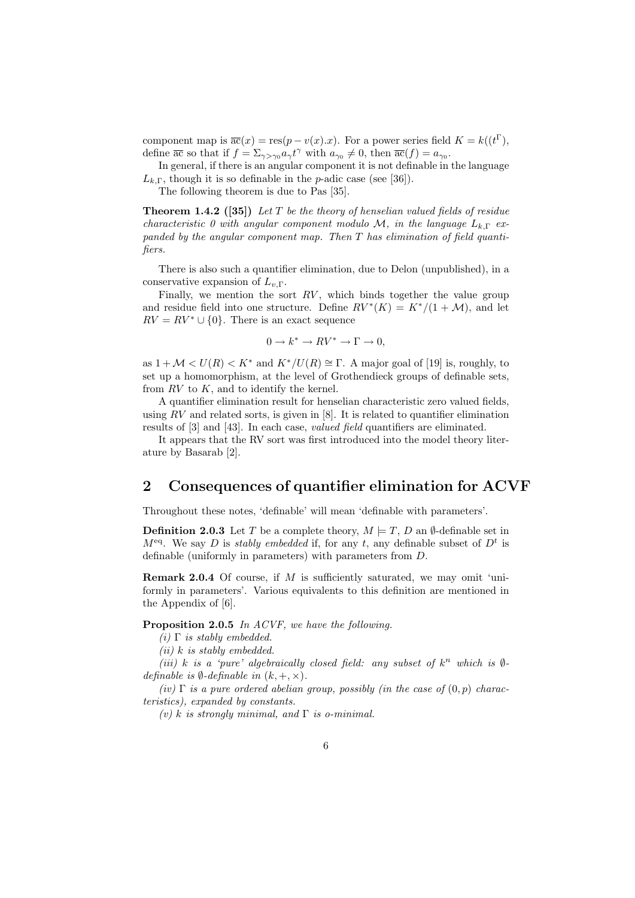component map is $\overline{\mathrm{ac}}(x) = \mathrm{res}(p - v(x).x)$. For a power series field $K = k((t^\Gamma))$, define $\overline{\mathrm{ac}}$ so that if $f = \Sigma_{\gamma > \gamma_0} a_\gamma t^\gamma$ with $a_{\gamma_0} \neq 0$, then $\overline{\mathrm{ac}}(f) = a_{\gamma_0}$.

In general, if there is an angular component it is not definable in the language $L_{k,\Gamma}$, though it is so definable in the $p$-adic case (see [36]).

The following theorem is due to Pas [35].

**Theorem 1.4.2 ([35])** *Let $T$ be the theory of henselian valued fields of residue characteristic 0 with angular component modulo $\mathcal{M}$, in the language $L_{k,\Gamma}$ expanded by the angular component map. Then $T$ has elimination of field quantifiers.*

There is also such a quantifier elimination, due to Delon (unpublished), in a conservative expansion of $L_{v,\Gamma}$.

Finally, we mention the sort $RV$, which binds together the value group and residue field into one structure. Define $RV^*(K) = K^*/(1+\mathcal{M})$, and let $RV = RV^* \cup \{0\}$. There is an exact sequence

$$0 \to k^* \to RV^* \to \Gamma \to 0,$$

as $1 + \mathcal{M} < U(R) < K^*$ and $K^*/U(R) \cong \Gamma$. A major goal of [19] is, roughly, to set up a homomorphism, at the level of Grothendieck groups of definable sets, from $RV$ to $K$, and to identify the kernel.

A quantifier elimination result for henselian characteristic zero valued fields, using $RV$ and related sorts, is given in [8]. It is related to quantifier elimination results of [3] and [43]. In each case, *valued field* quantifiers are eliminated.

It appears that the RV sort was first introduced into the model theory literature by Basarab [2].

## 2 Consequences of quantifier elimination for ACVF

Throughout these notes, 'definable' will mean 'definable with parameters'.

**Definition 2.0.3** Let $T$ be a complete theory, $M \models T$, $D$ an $\emptyset$-definable set in $M^{\mathrm{eq}}$. We say $D$ is *stably embedded* if, for any $t$, any definable subset of $D^t$ is definable (uniformly in parameters) with parameters from $D$.

**Remark 2.0.4** Of course, if $M$ is sufficiently saturated, we may omit 'uniformly in parameters'. Various equivalents to this definition are mentioned in the Appendix of [6].

**Proposition 2.0.5** *In ACVF, we have the following.*

*(i) $\Gamma$ is stably embedded.*

*(ii) $k$ is stably embedded.*

*(iii) $k$ is a 'pure' algebraically closed field: any subset of $k^n$ which is $\emptyset$-definable is $\emptyset$-definable in $(k, +, \times)$.*

*(iv) $\Gamma$ is a pure ordered abelian group, possibly (in the case of $(0,p)$ characteristics), expanded by constants.*

*(v) $k$ is strongly minimal, and $\Gamma$ is o-minimal.*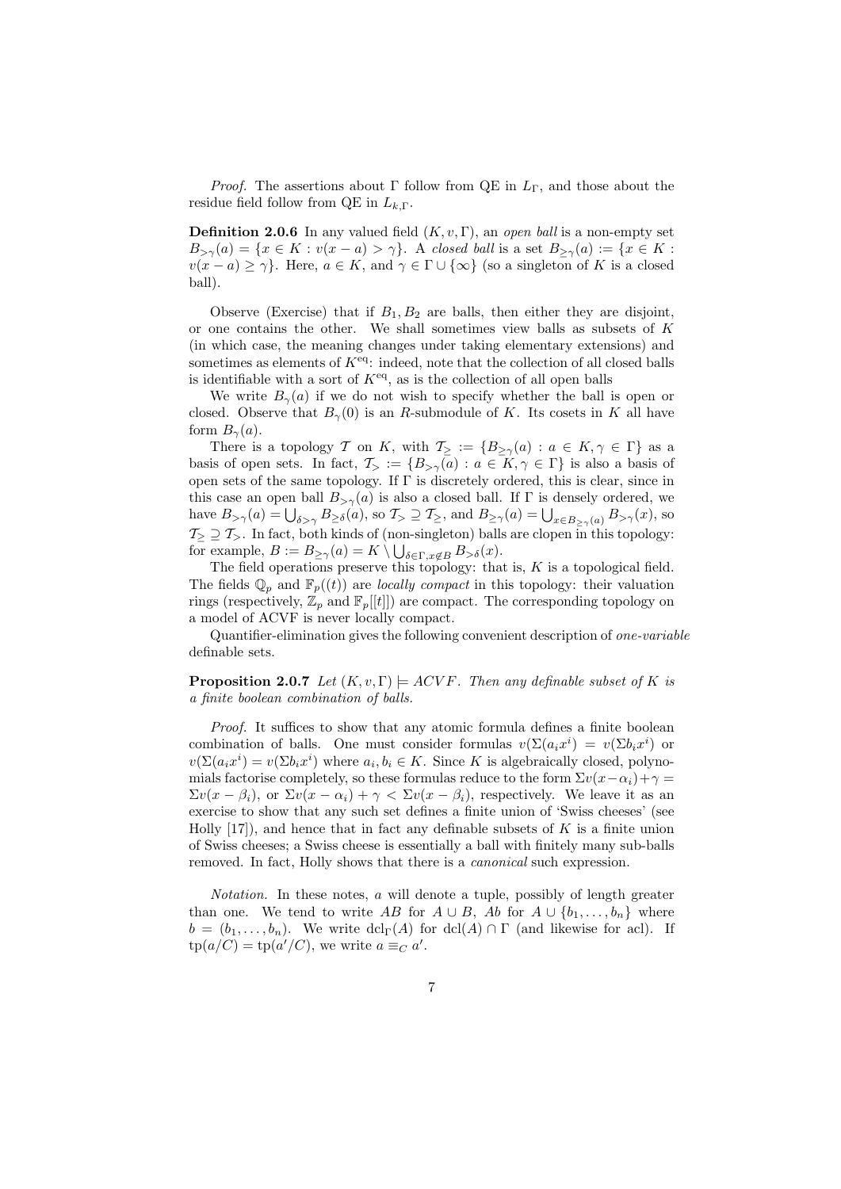*Proof.* The assertions about $\Gamma$ follow from QE in $L_\Gamma$, and those about the residue field follow from QE in $L_{k,\Gamma}$.

**Definition 2.0.6** In any valued field $(K, v, \Gamma)$, an *open ball* is a non-empty set $B_{>\gamma}(a) = \{x \in K : v(x - a) > \gamma\}$. A *closed ball* is a set $B_{\geq\gamma}(a) := \{x \in K : v(x - a) \geq \gamma\}$. Here, $a \in K$, and $\gamma \in \Gamma \cup \{\infty\}$ (so a singleton of $K$ is a closed ball).

Observe (Exercise) that if $B_1, B_2$ are balls, then either they are disjoint, or one contains the other. We shall sometimes view balls as subsets of $K$ (in which case, the meaning changes under taking elementary extensions) and sometimes as elements of $K^{\text{eq}}$: indeed, note that the collection of all closed balls is identifiable with a sort of $K^{\text{eq}}$, as is the collection of all open balls

We write $B_\gamma(a)$ if we do not wish to specify whether the ball is open or closed. Observe that $B_\gamma(0)$ is an $R$-submodule of $K$. Its cosets in $K$ all have form $B_\gamma(a)$.

There is a topology $\mathcal{T}$ on $K$, with $\mathcal{T}_\geq := \{B_{\geq\gamma}(a) : a \in K, \gamma \in \Gamma\}$ as a basis of open sets. In fact, $\mathcal{T}_> := \{B_{>\gamma}(a) : a \in K, \gamma \in \Gamma\}$ is also a basis of open sets of the same topology. If $\Gamma$ is discretely ordered, this is clear, since in this case an open ball $B_{>\gamma}(a)$ is also a closed ball. If $\Gamma$ is densely ordered, we have $B_{>\gamma}(a) = \bigcup_{\delta>\gamma} B_{\geq\delta}(a)$, so $\mathcal{T}_> \supseteq \mathcal{T}_\geq$, and $B_{\geq\gamma}(a) = \bigcup_{x \in B_{\geq\gamma}(a)} B_{>\gamma}(x)$, so $\mathcal{T}_\geq \supseteq \mathcal{T}_>$. In fact, both kinds of (non-singleton) balls are clopen in this topology: for example, $B := B_{\geq\gamma}(a) = K \setminus \bigcup_{\delta \in \Gamma, x \notin B} B_{>\delta}(x)$.

The field operations preserve this topology: that is, $K$ is a topological field. The fields $\mathbb{Q}_p$ and $\mathbb{F}_p((t))$ are *locally compact* in this topology: their valuation rings (respectively, $\mathbb{Z}_p$ and $\mathbb{F}_p[[t]]$) are compact. The corresponding topology on a model of ACVF is never locally compact.

Quantifier-elimination gives the following convenient description of *one-variable* definable sets.

**Proposition 2.0.7** *Let $(K, v, \Gamma) \models ACVF$. Then any definable subset of $K$ is a finite boolean combination of balls.*

*Proof.* It suffices to show that any atomic formula defines a finite boolean combination of balls. One must consider formulas $v(\Sigma(a_i x^i) = v(\Sigma b_i x^i)$ or $v(\Sigma(a_i x^i) = v(\Sigma b_i x^i)$ where $a_i, b_i \in K$. Since $K$ is algebraically closed, polynomials factorise completely, so these formulas reduce to the form $\Sigma v(x - \alpha_i) + \gamma = \Sigma v(x - \beta_i)$, or $\Sigma v(x - \alpha_i) + \gamma < \Sigma v(x - \beta_i)$, respectively. We leave it as an exercise to show that any such set defines a finite union of 'Swiss cheeses' (see Holly [17]), and hence that in fact any definable subsets of $K$ is a finite union of Swiss cheeses; a Swiss cheese is essentially a ball with finitely many sub-balls removed. In fact, Holly shows that there is a *canonical* such expression.

*Notation.* In these notes, $a$ will denote a tuple, possibly of length greater than one. We tend to write $AB$ for $A \cup B$, $Ab$ for $A \cup \{b_1, \ldots, b_n\}$ where $b = (b_1, \ldots, b_n)$. We write $\text{dcl}_\Gamma(A)$ for $\text{dcl}(A) \cap \Gamma$ (and likewise for acl). If $\text{tp}(a/C) = \text{tp}(a'/C)$, we write $a \equiv_C a'$.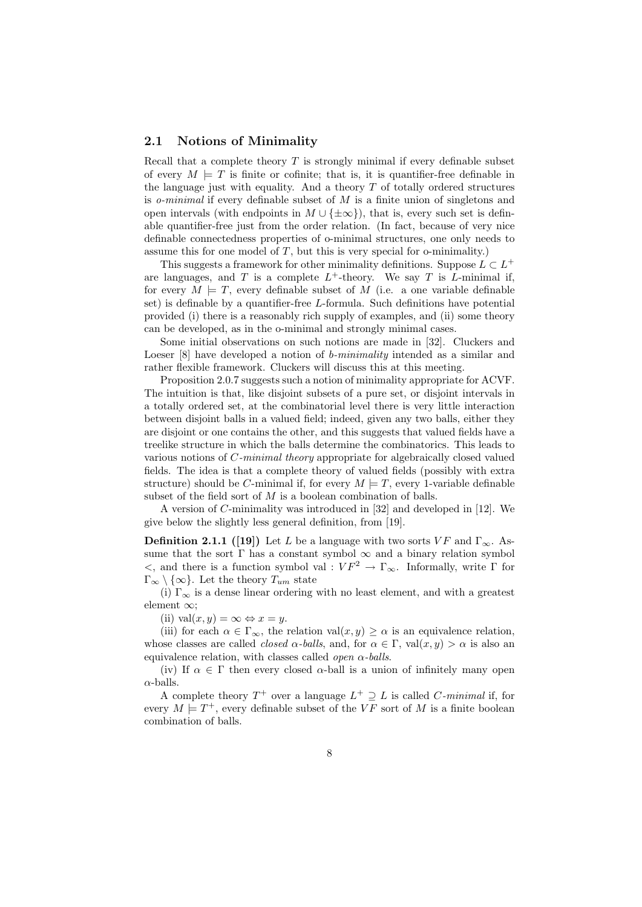### 2.1 Notions of Minimality

Recall that a complete theory $T$ is strongly minimal if every definable subset of every $M \models T$ is finite or cofinite; that is, it is quantifier-free definable in the language just with equality. And a theory $T$ of totally ordered structures is *o-minimal* if every definable subset of $M$ is a finite union of singletons and open intervals (with endpoints in $M \cup \{\pm\infty\}$), that is, every such set is definable quantifier-free just from the order relation. (In fact, because of very nice definable connectedness properties of o-minimal structures, one only needs to assume this for one model of $T$, but this is very special for o-minimality.)

This suggests a framework for other minimality definitions. Suppose $L \subset L^+$ are languages, and $T$ is a complete $L^+$-theory. We say $T$ is $L$-minimal if, for every $M \models T$, every definable subset of $M$ (i.e. a one variable definable set) is definable by a quantifier-free $L$-formula. Such definitions have potential provided (i) there is a reasonably rich supply of examples, and (ii) some theory can be developed, as in the o-minimal and strongly minimal cases.

Some initial observations on such notions are made in [32]. Cluckers and Loeser [8] have developed a notion of *b-minimality* intended as a similar and rather flexible framework. Cluckers will discuss this at this meeting.

Proposition 2.0.7 suggests such a notion of minimality appropriate for ACVF. The intuition is that, like disjoint subsets of a pure set, or disjoint intervals in a totally ordered set, at the combinatorial level there is very little interaction between disjoint balls in a valued field; indeed, given any two balls, either they are disjoint or one contains the other, and this suggests that valued fields have a treelike structure in which the balls determine the combinatorics. This leads to various notions of *C-minimal theory* appropriate for algebraically closed valued fields. The idea is that a complete theory of valued fields (possibly with extra structure) should be $C$-minimal if, for every $M \models T$, every 1-variable definable subset of the field sort of $M$ is a boolean combination of balls.

A version of $C$-minimality was introduced in [32] and developed in [12]. We give below the slightly less general definition, from [19].

**Definition 2.1.1 ([19])** Let $L$ be a language with two sorts $VF$ and $\Gamma_\infty$. Assume that the sort $\Gamma$ has a constant symbol $\infty$ and a binary relation symbol $<$, and there is a function symbol $\mathrm{val} : VF^2 \to \Gamma_\infty$. Informally, write $\Gamma$ for $\Gamma_\infty \setminus \{\infty\}$. Let the theory $T_{um}$ state

(i) $\Gamma_\infty$ is a dense linear ordering with no least element, and with a greatest element $\infty$;

(ii) $\mathrm{val}(x, y) = \infty \Leftrightarrow x = y$.

(iii) for each $\alpha \in \Gamma_\infty$, the relation $\mathrm{val}(x, y) \geq \alpha$ is an equivalence relation, whose classes are called *closed $\alpha$-balls*, and, for $\alpha \in \Gamma$, $\mathrm{val}(x, y) > \alpha$ is also an equivalence relation, with classes called *open $\alpha$-balls*.

(iv) If $\alpha \in \Gamma$ then every closed $\alpha$-ball is a union of infinitely many open $\alpha$-balls.

A complete theory $T^+$ over a language $L^+ \supseteq L$ is called *C-minimal* if, for every $M \models T^+$, every definable subset of the $VF$ sort of $M$ is a finite boolean combination of balls.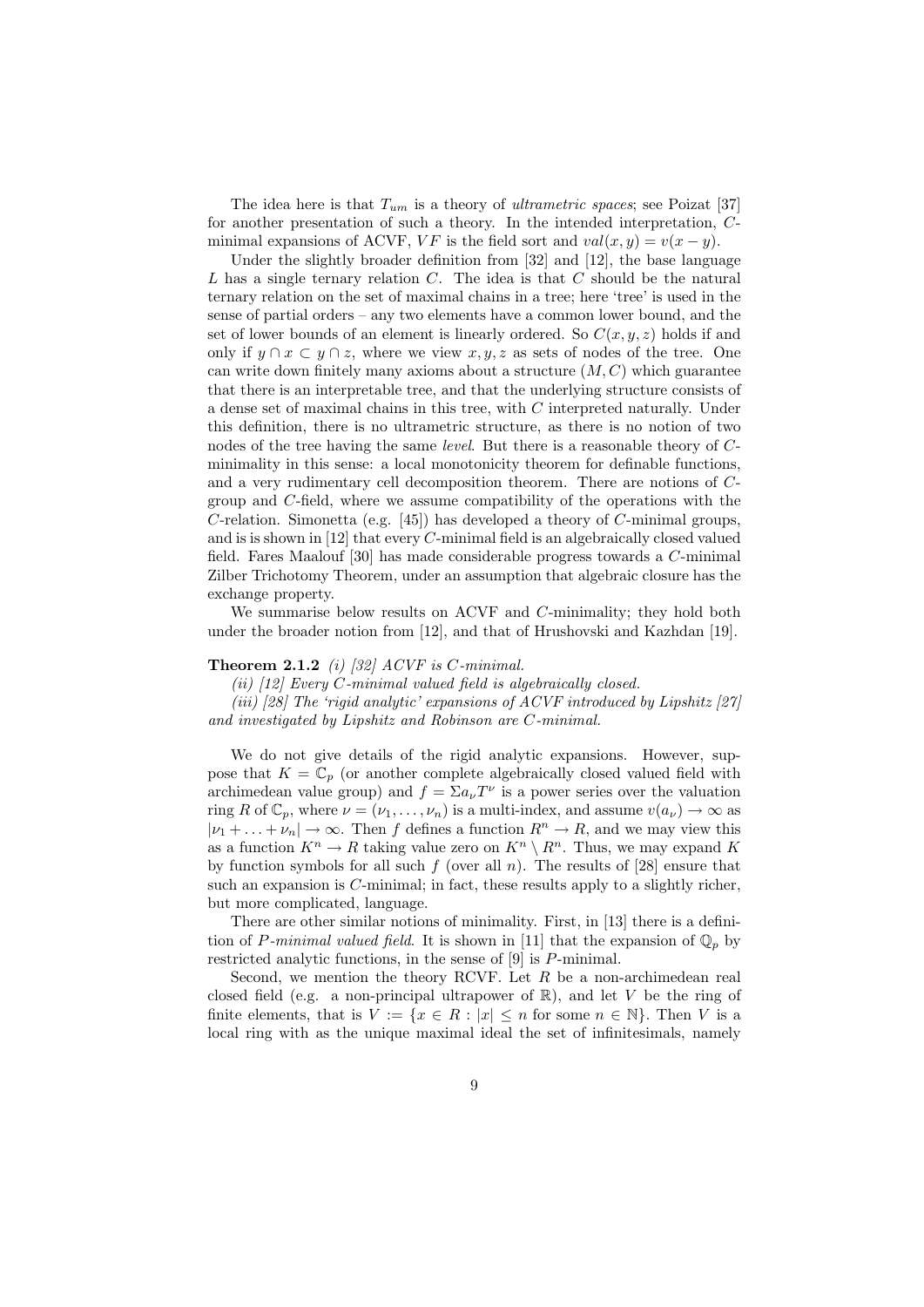The idea here is that $T_{um}$ is a theory of *ultrametric spaces*; see Poizat [37] for another presentation of such a theory. In the intended interpretation, $C$-minimal expansions of ACVF, $VF$ is the field sort and $val(x, y) = v(x - y)$.

Under the slightly broader definition from [32] and [12], the base language $L$ has a single ternary relation $C$. The idea is that $C$ should be the natural ternary relation on the set of maximal chains in a tree; here 'tree' is used in the sense of partial orders – any two elements have a common lower bound, and the set of lower bounds of an element is linearly ordered. So $C(x, y, z)$ holds if and only if $y \cap x \subset y \cap z$, where we view $x, y, z$ as sets of nodes of the tree. One can write down finitely many axioms about a structure $(M, C)$ which guarantee that there is an interpretable tree, and that the underlying structure consists of a dense set of maximal chains in this tree, with $C$ interpreted naturally. Under this definition, there is no ultrametric structure, as there is no notion of two nodes of the tree having the same *level*. But there is a reasonable theory of $C$-minimality in this sense: a local monotonicity theorem for definable functions, and a very rudimentary cell decomposition theorem. There are notions of $C$-group and $C$-field, where we assume compatibility of the operations with the $C$-relation. Simonetta (e.g. [45]) has developed a theory of $C$-minimal groups, and is is shown in [12] that every $C$-minimal field is an algebraically closed valued field. Fares Maalouf [30] has made considerable progress towards a $C$-minimal Zilber Trichotomy Theorem, under an assumption that algebraic closure has the exchange property.

We summarise below results on ACVF and $C$-minimality; they hold both under the broader notion from [12], and that of Hrushovski and Kazhdan [19].

**Theorem 2.1.2** *(i) [32] ACVF is $C$-minimal.*

*(ii) [12] Every $C$-minimal valued field is algebraically closed.*

*(iii) [28] The 'rigid analytic' expansions of ACVF introduced by Lipshitz [27] and investigated by Lipshitz and Robinson are $C$-minimal.*

We do not give details of the rigid analytic expansions. However, suppose that $K = \mathbb{C}_p$ (or another complete algebraically closed valued field with archimedean value group) and $f = \Sigma a_\nu T^\nu$ is a power series over the valuation ring $R$ of $\mathbb{C}_p$, where $\nu = (\nu_1, \ldots, \nu_n)$ is a multi-index, and assume $v(a_\nu) \to \infty$ as $|\nu_1 + \ldots + \nu_n| \to \infty$. Then $f$ defines a function $R^n \to R$, and we may view this as a function $K^n \to R$ taking value zero on $K^n \setminus R^n$. Thus, we may expand $K$ by function symbols for all such $f$ (over all $n$). The results of [28] ensure that such an expansion is $C$-minimal; in fact, these results apply to a slightly richer, but more complicated, language.

There are other similar notions of minimality. First, in [13] there is a definition of *$P$-minimal valued field*. It is shown in [11] that the expansion of $\mathbb{Q}_p$ by restricted analytic functions, in the sense of [9] is $P$-minimal.

Second, we mention the theory RCVF. Let $R$ be a non-archimedean real closed field (e.g. a non-principal ultrapower of $\mathbb{R}$), and let $V$ be the ring of finite elements, that is $V := \{x \in R : |x| \leq n \text{ for some } n \in \mathbb{N}\}$. Then $V$ is a local ring with as the unique maximal ideal the set of infinitesimals, namely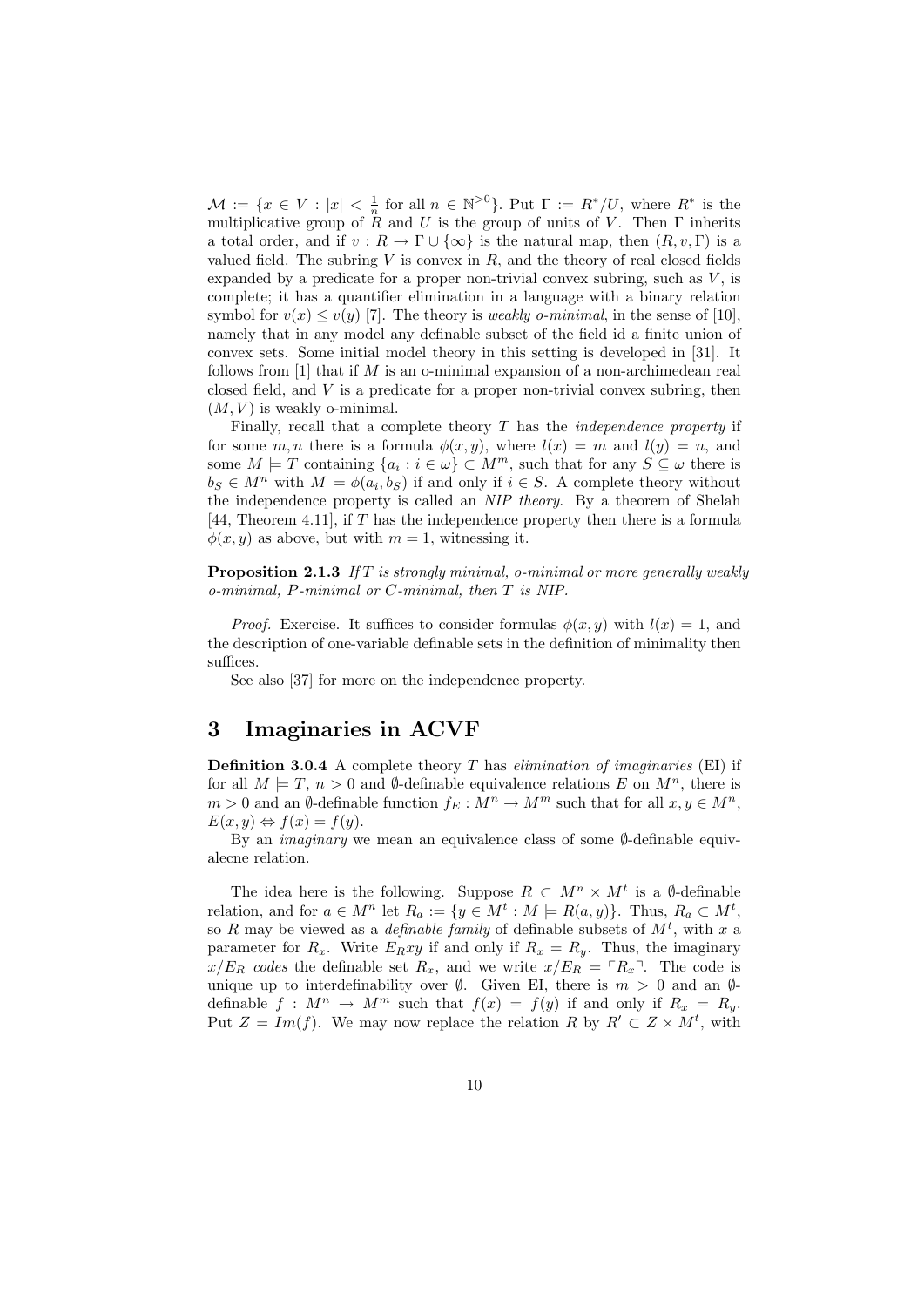$\mathcal{M} := \{x \in V : |x| < \frac{1}{n}$ for all $n \in \mathbb{N}^{>0}\}$. Put $\Gamma := R^*/U$, where $R^*$ is the multiplicative group of $R$ and $U$ is the group of units of $V$. Then $\Gamma$ inherits a total order, and if $v : R \to \Gamma \cup \{\infty\}$ is the natural map, then $(R, v, \Gamma)$ is a valued field. The subring $V$ is convex in $R$, and the theory of real closed fields expanded by a predicate for a proper non-trivial convex subring, such as $V$, is complete; it has a quantifier elimination in a language with a binary relation symbol for $v(x) \leq v(y)$ [7]. The theory is *weakly o-minimal*, in the sense of [10], namely that in any model any definable subset of the field id a finite union of convex sets. Some initial model theory in this setting is developed in [31]. It follows from [1] that if $M$ is an o-minimal expansion of a non-archimedean real closed field, and $V$ is a predicate for a proper non-trivial convex subring, then $(M, V)$ is weakly o-minimal.

Finally, recall that a complete theory $T$ has the *independence property* if for some $m, n$ there is a formula $\phi(x, y)$, where $l(x) = m$ and $l(y) = n$, and some $M \models T$ containing $\{a_i : i \in \omega\} \subset M^m$, such that for any $S \subseteq \omega$ there is $b_S \in M^n$ with $M \models \phi(a_i, b_S)$ if and only if $i \in S$. A complete theory without the independence property is called an *NIP theory*. By a theorem of Shelah [44, Theorem 4.11], if $T$ has the independence property then there is a formula $\phi(x, y)$ as above, but with $m = 1$, witnessing it.

**Proposition 2.1.3** *If $T$ is strongly minimal, o-minimal or more generally weakly o-minimal, $P$-minimal or $C$-minimal, then $T$ is NIP.*

*Proof.* Exercise. It suffices to consider formulas $\phi(x, y)$ with $l(x) = 1$, and the description of one-variable definable sets in the definition of minimality then suffices.

See also [37] for more on the independence property.

# 3 Imaginaries in ACVF

**Definition 3.0.4** A complete theory $T$ has *elimination of imaginaries* (EI) if for all $M \models T$, $n > 0$ and $\emptyset$-definable equivalence relations $E$ on $M^n$, there is $m > 0$ and an $\emptyset$-definable function $f_E : M^n \to M^m$ such that for all $x, y \in M^n$, $E(x, y) \Leftrightarrow f(x) = f(y)$.

By an *imaginary* we mean an equivalence class of some $\emptyset$-definable equivalecne relation.

The idea here is the following. Suppose $R \subset M^n \times M^t$ is a $\emptyset$-definable relation, and for $a \in M^n$ let $R_a := \{y \in M^t : M \models R(a, y)\}$. Thus, $R_a \subset M^t$, so $R$ may be viewed as a *definable family* of definable subsets of $M^t$, with $x$ a parameter for $R_x$. Write $E_R xy$ if and only if $R_x = R_y$. Thus, the imaginary $x/E_R$ *codes* the definable set $R_x$, and we write $x/E_R = \ulcorner R_x \urcorner$. The code is unique up to interdefinability over $\emptyset$. Given EI, there is $m > 0$ and an $\emptyset$-definable $f : M^n \to M^m$ such that $f(x) = f(y)$ if and only if $R_x = R_y$. Put $Z = Im(f)$. We may now replace the relation $R$ by $R' \subset Z \times M^t$, with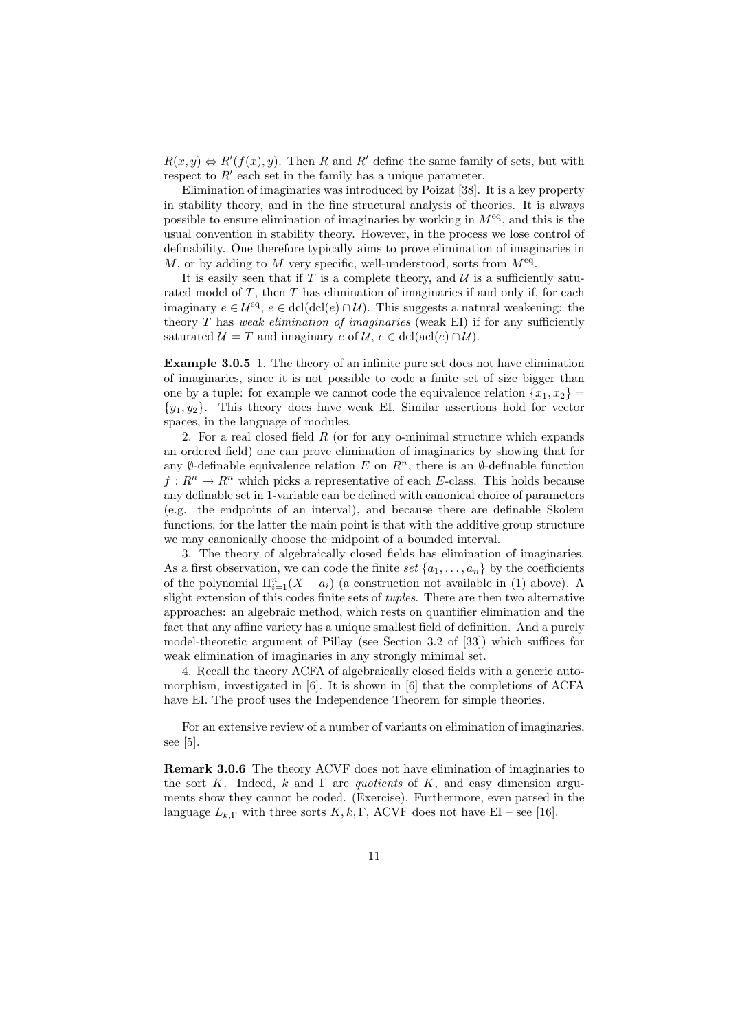$R(x,y) \Leftrightarrow R'(f(x),y)$. Then $R$ and $R'$ define the same family of sets, but with respect to $R'$ each set in the family has a unique parameter.

Elimination of imaginaries was introduced by Poizat [38]. It is a key property in stability theory, and in the fine structural analysis of theories. It is always possible to ensure elimination of imaginaries by working in $M^{\mathrm{eq}}$, and this is the usual convention in stability theory. However, in the process we lose control of definability. One therefore typically aims to prove elimination of imaginaries in $M$, or by adding to $M$ very specific, well-understood, sorts from $M^{\mathrm{eq}}$.

It is easily seen that if $T$ is a complete theory, and $\mathcal{U}$ is a sufficiently saturated model of $T$, then $T$ has elimination of imaginaries if and only if, for each imaginary $e \in \mathcal{U}^{\mathrm{eq}}$, $e \in \mathrm{dcl}(\mathrm{dcl}(e) \cap \mathcal{U})$. This suggests a natural weakening: the theory $T$ has *weak elimination of imaginaries* (weak EI) if for any sufficiently saturated $\mathcal{U} \models T$ and imaginary $e$ of $\mathcal{U}$, $e \in \mathrm{dcl}(\mathrm{acl}(e) \cap \mathcal{U})$.

**Example 3.0.5** 1. The theory of an infinite pure set does not have elimination of imaginaries, since it is not possible to code a finite set of size bigger than one by a tuple: for example we cannot code the equivalence relation $\{x_1, x_2\} = \{y_1, y_2\}$. This theory does have weak EI. Similar assertions hold for vector spaces, in the language of modules.

2. For a real closed field $R$ (or for any o-minimal structure which expands an ordered field) one can prove elimination of imaginaries by showing that for any $\emptyset$-definable equivalence relation $E$ on $R^n$, there is an $\emptyset$-definable function $f : R^n \to R^n$ which picks a representative of each $E$-class. This holds because any definable set in 1-variable can be defined with canonical choice of parameters (e.g. the endpoints of an interval), and because there are definable Skolem functions; for the latter the main point is that with the additive group structure we may canonically choose the midpoint of a bounded interval.

3. The theory of algebraically closed fields has elimination of imaginaries. As a first observation, we can code the finite *set* $\{a_1, \ldots, a_n\}$ by the coefficients of the polynomial $\Pi_{i=1}^n (X - a_i)$ (a construction not available in (1) above). A slight extension of this codes finite sets of *tuples*. There are then two alternative approaches: an algebraic method, which rests on quantifier elimination and the fact that any affine variety has a unique smallest field of definition. And a purely model-theoretic argument of Pillay (see Section 3.2 of [33]) which suffices for weak elimination of imaginaries in any strongly minimal set.

4. Recall the theory ACFA of algebraically closed fields with a generic automorphism, investigated in [6]. It is shown in [6] that the completions of ACFA have EI. The proof uses the Independence Theorem for simple theories.

For an extensive review of a number of variants on elimination of imaginaries, see [5].

**Remark 3.0.6** The theory ACVF does not have elimination of imaginaries to the sort $K$. Indeed, $k$ and $\Gamma$ are *quotients* of $K$, and easy dimension arguments show they cannot be coded. (Exercise). Furthermore, even parsed in the language $L_{k,\Gamma}$ with three sorts $K, k, \Gamma$, ACVF does not have EI – see [16].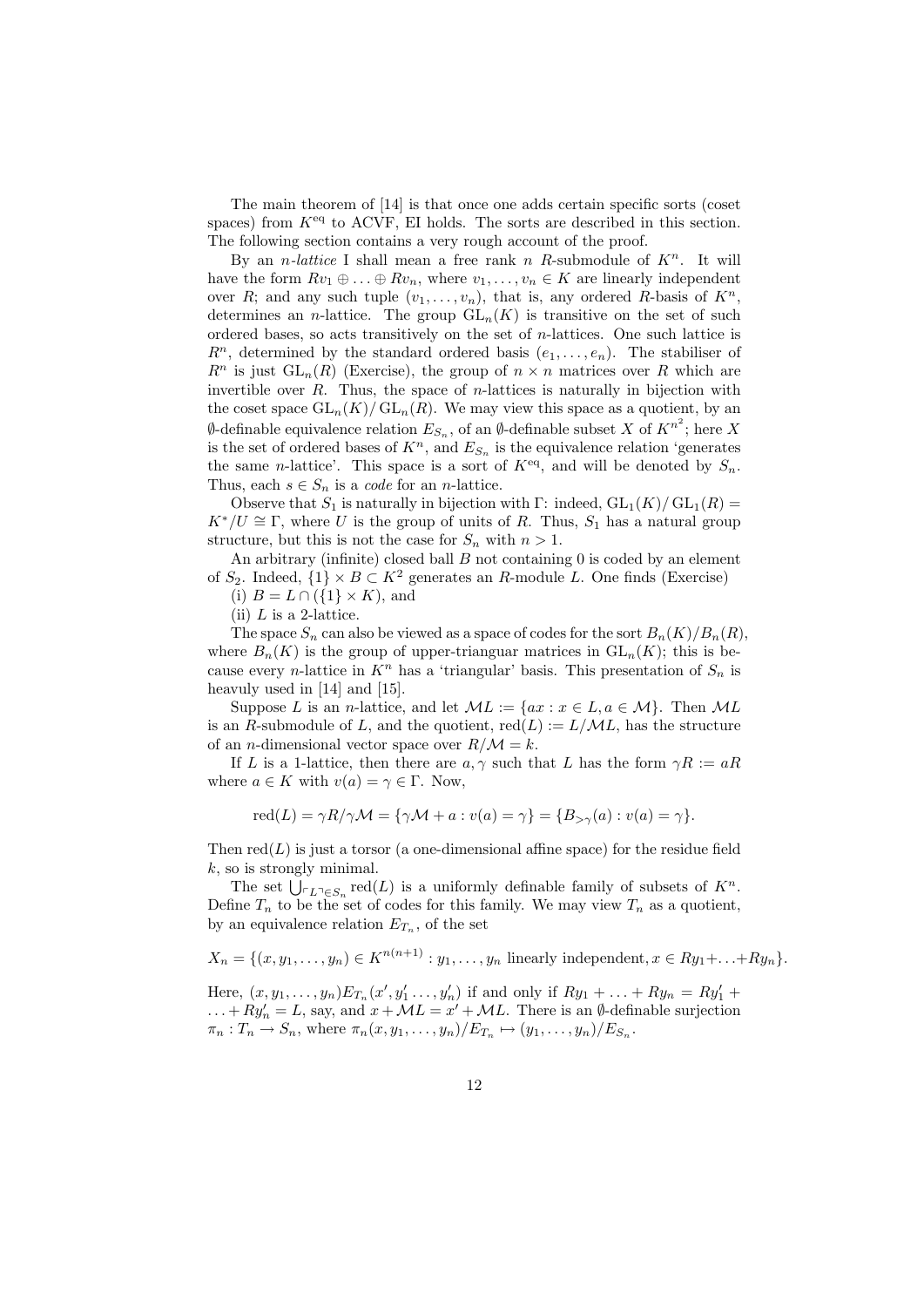The main theorem of [14] is that once one adds certain specific sorts (coset spaces) from $K^{\rm eq}$ to ACVF, EI holds. The sorts are described in this section. The following section contains a very rough account of the proof.

By an *n-lattice* I shall mean a free rank $n$ $R$-submodule of $K^n$. It will have the form $Rv_1 \oplus \ldots \oplus Rv_n$, where $v_1, \ldots, v_n \in K$ are linearly independent over $R$; and any such tuple $(v_1, \ldots, v_n)$, that is, any ordered $R$-basis of $K^n$, determines an $n$-lattice. The group $\mathrm{GL}_n(K)$ is transitive on the set of such ordered bases, so acts transitively on the set of $n$-lattices. One such lattice is $R^n$, determined by the standard ordered basis $(e_1, \ldots, e_n)$. The stabiliser of $R^n$ is just $\mathrm{GL}_n(R)$ (Exercise), the group of $n \times n$ matrices over $R$ which are invertible over $R$. Thus, the space of $n$-lattices is naturally in bijection with the coset space $\mathrm{GL}_n(K)/\mathrm{GL}_n(R)$. We may view this space as a quotient, by an $\emptyset$-definable equivalence relation $E_{S_n}$, of an $\emptyset$-definable subset $X$ of $K^{n^2}$; here $X$ is the set of ordered bases of $K^n$, and $E_{S_n}$ is the equivalence relation 'generates the same $n$-lattice'. This space is a sort of $K^{\rm eq}$, and will be denoted by $S_n$. Thus, each $s \in S_n$ is a *code* for an $n$-lattice.

Observe that $S_1$ is naturally in bijection with $\Gamma$: indeed, $\mathrm{GL}_1(K)/\mathrm{GL}_1(R) = K^*/U \cong \Gamma$, where $U$ is the group of units of $R$. Thus, $S_1$ has a natural group structure, but this is not the case for $S_n$ with $n > 1$.

An arbitrary (infinite) closed ball $B$ not containing 0 is coded by an element of $S_2$. Indeed, $\{1\} \times B \subset K^2$ generates an $R$-module $L$. One finds (Exercise)

(i) $B = L \cap (\{1\} \times K)$, and

(ii) $L$ is a 2-lattice.

The space $S_n$ can also be viewed as a space of codes for the sort $B_n(K)/B_n(R)$, where $B_n(K)$ is the group of upper-trianguar matrices in $\mathrm{GL}_n(K)$; this is because every $n$-lattice in $K^n$ has a 'triangular' basis. This presentation of $S_n$ is heavuly used in [14] and [15].

Suppose $L$ is an $n$-lattice, and let $\mathcal{M}L := \{ax : x \in L, a \in \mathcal{M}\}$. Then $\mathcal{M}L$ is an $R$-submodule of $L$, and the quotient, $\mathrm{red}(L) := L/\mathcal{M}L$, has the structure of an $n$-dimensional vector space over $R/\mathcal{M} = k$.

If $L$ is a 1-lattice, then there are $a, \gamma$ such that $L$ has the form $\gamma R := aR$ where $a \in K$ with $v(a) = \gamma \in \Gamma$. Now,

$$\mathrm{red}(L) = \gamma R/\gamma\mathcal{M} = \{\gamma\mathcal{M} + a : v(a) = \gamma\} = \{B_{>\gamma}(a) : v(a) = \gamma\}.$$

Then $\mathrm{red}(L)$ is just a torsor (a one-dimensional affine space) for the residue field $k$, so is strongly minimal.

The set $\bigcup_{\ulcorner L \urcorner \in S_n} \mathrm{red}(L)$ is a uniformly definable family of subsets of $K^n$. Define $T_n$ to be the set of codes for this family. We may view $T_n$ as a quotient, by an equivalence relation $E_{T_n}$, of the set

$$X_n = \{(x, y_1, \ldots, y_n) \in K^{n(n+1)} : y_1, \ldots, y_n \text{ linearly independent}, x \in Ry_1 + \ldots + Ry_n\}.$$

Here, $(x, y_1, \ldots, y_n) E_{T_n} (x', y_1' \ldots, y_n')$ if and only if $Ry_1 + \ldots + Ry_n = Ry_1' + \ldots + Ry_n' = L$, say, and $x + \mathcal{M}L = x' + \mathcal{M}L$. There is an $\emptyset$-definable surjection $\pi_n : T_n \to S_n$, where $\pi_n(x, y_1, \ldots, y_n)/E_{T_n} \mapsto (y_1, \ldots, y_n)/E_{S_n}$.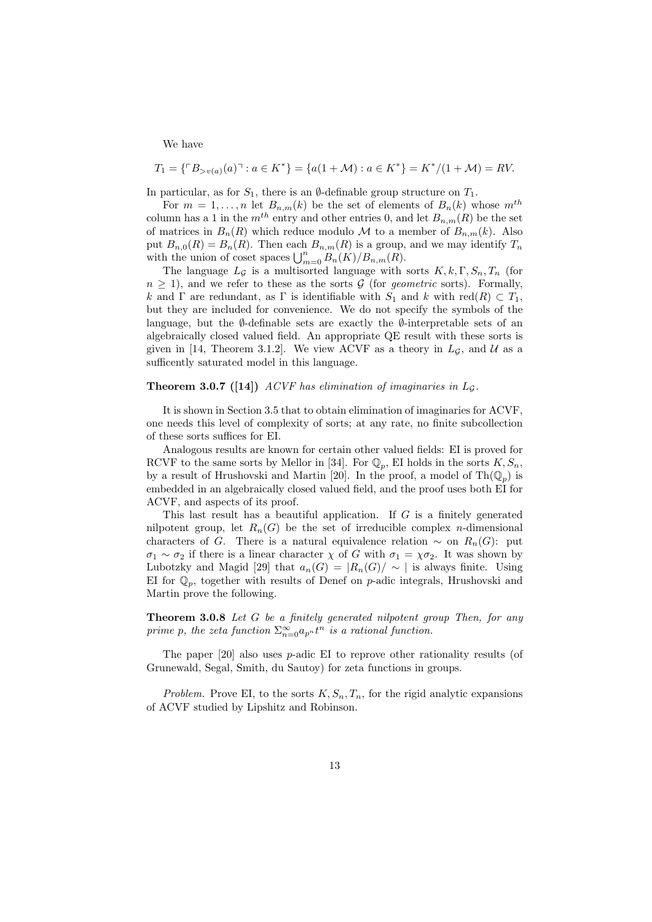We have

$$T_1 = \{\ulcorner B_{>v(a)}(a)\urcorner : a \in K^*\} = \{a(1+\mathcal{M}) : a \in K^*\} = K^*/(1+\mathcal{M}) = RV.$$

In particular, as for $S_1$, there is an $\emptyset$-definable group structure on $T_1$.

For $m = 1, \ldots, n$ let $B_{n,m}(k)$ be the set of elements of $B_n(k)$ whose $m^{th}$ column has a 1 in the $m^{th}$ entry and other entries 0, and let $B_{n,m}(R)$ be the set of matrices in $B_n(R)$ which reduce modulo $\mathcal{M}$ to a member of $B_{n,m}(k)$. Also put $B_{n,0}(R) = B_n(R)$. Then each $B_{n,m}(R)$ is a group, and we may identify $T_n$ with the union of coset spaces $\bigcup_{m=0}^{n} B_n(K)/B_{n,m}(R)$.

The language $L_{\mathcal{G}}$ is a multisorted language with sorts $K, k, \Gamma, S_n, T_n$ (for $n \geq 1$), and we refer to these as the sorts $\mathcal{G}$ (for *geometric* sorts). Formally, $k$ and $\Gamma$ are redundant, as $\Gamma$ is identifiable with $S_1$ and $k$ with $\mathrm{red}(R) \subset T_1$, but they are included for convenience. We do not specify the symbols of the language, but the $\emptyset$-definable sets are exactly the $\emptyset$-interpretable sets of an algebraically closed valued field. An appropriate QE result with these sorts is given in [14, Theorem 3.1.2]. We view ACVF as a theory in $L_{\mathcal{G}}$, and $\mathcal{U}$ as a sufficently saturated model in this language.

**Theorem 3.0.7 ([14])** *ACVF has elimination of imaginaries in $L_{\mathcal{G}}$.*

It is shown in Section 3.5 that to obtain elimination of imaginaries for ACVF, one needs this level of complexity of sorts; at any rate, no finite subcollection of these sorts suffices for EI.

Analogous results are known for certain other valued fields: EI is proved for RCVF to the same sorts by Mellor in [34]. For $\mathbb{Q}_p$, EI holds in the sorts $K, S_n$, by a result of Hrushovski and Martin [20]. In the proof, a model of $\mathrm{Th}(\mathbb{Q}_p)$ is embedded in an algebraically closed valued field, and the proof uses both EI for ACVF, and aspects of its proof.

This last result has a beautiful application. If $G$ is a finitely generated nilpotent group, let $R_n(G)$ be the set of irreducible complex $n$-dimensional characters of $G$. There is a natural equivalence relation $\sim$ on $R_n(G)$: put $\sigma_1 \sim \sigma_2$ if there is a linear character $\chi$ of $G$ with $\sigma_1 = \chi\sigma_2$. It was shown by Lubotzky and Magid [29] that $a_n(G) = |R_n(G)/\sim|$ is always finite. Using EI for $\mathbb{Q}_p$, together with results of Denef on $p$-adic integrals, Hrushovski and Martin prove the following.

**Theorem 3.0.8** *Let $G$ be a finitely generated nilpotent group Then, for any prime $p$, the zeta function $\Sigma_{n=0}^{\infty} a_{p^n} t^n$ is a rational function.*

The paper [20] also uses $p$-adic EI to reprove other rationality results (of Grunewald, Segal, Smith, du Sautoy) for zeta functions in groups.

*Problem.* Prove EI, to the sorts $K, S_n, T_n$, for the rigid analytic expansions of ACVF studied by Lipshitz and Robinson.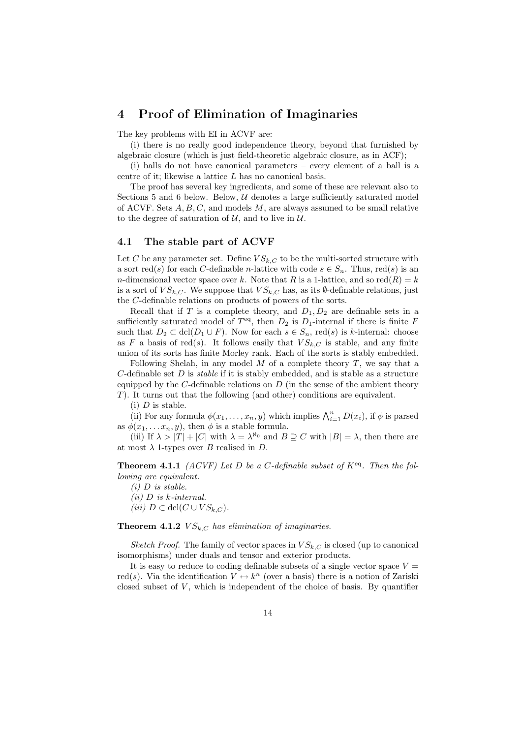# 4 Proof of Elimination of Imaginaries

The key problems with EI in ACVF are:

(i) there is no really good independence theory, beyond that furnished by algebraic closure (which is just field-theoretic algebraic closure, as in ACF);

(i) balls do not have canonical parameters – every element of a ball is a centre of it; likewise a lattice $L$ has no canonical basis.

The proof has several key ingredients, and some of these are relevant also to Sections 5 and 6 below. Below, $\mathcal{U}$ denotes a large sufficiently saturated model of ACVF. Sets $A, B, C$, and models $M$, are always assumed to be small relative to the degree of saturation of $\mathcal{U}$, and to live in $\mathcal{U}$.

## 4.1 The stable part of ACVF

Let $C$ be any parameter set. Define $VS_{k,C}$ to be the multi-sorted structure with a sort $\mathrm{red}(s)$ for each $C$-definable $n$-lattice with code $s \in S_n$. Thus, $\mathrm{red}(s)$ is an $n$-dimensional vector space over $k$. Note that $R$ is a 1-lattice, and so $\mathrm{red}(R) = k$ is a sort of $VS_{k,C}$. We suppose that $VS_{k,C}$ has, as its $\emptyset$-definable relations, just the $C$-definable relations on products of powers of the sorts.

Recall that if $T$ is a complete theory, and $D_1, D_2$ are definable sets in a sufficiently saturated model of $T^{\mathrm{eq}}$, then $D_2$ is $D_1$-internal if there is finite $F$ such that $D_2 \subset \mathrm{dcl}(D_1 \cup F)$. Now for each $s \in S_n$, $\mathrm{red}(s)$ is $k$-internal: choose as $F$ a basis of $\mathrm{red}(s)$. It follows easily that $VS_{k,C}$ is stable, and any finite union of its sorts has finite Morley rank. Each of the sorts is stably embedded.

Following Shelah, in any model $M$ of a complete theory $T$, we say that a $C$-definable set $D$ is *stable* if it is stably embedded, and is stable as a structure equipped by the $C$-definable relations on $D$ (in the sense of the ambient theory $T$). It turns out that the following (and other) conditions are equivalent.

(i) $D$ is stable.

(ii) For any formula $\phi(x_1, \ldots, x_n, y)$ which implies $\bigwedge_{i=1}^n D(x_i)$, if $\phi$ is parsed as $\phi(x_1, \ldots x_n, y)$, then $\phi$ is a stable formula.

(iii) If $\lambda > |T| + |C|$ with $\lambda = \lambda^{\aleph_0}$ and $B \supseteq C$ with $|B| = \lambda$, then there are at most $\lambda$ 1-types over $B$ realised in $D$.

**Theorem 4.1.1** *(ACVF) Let $D$ be a $C$-definable subset of $K^{\mathrm{eq}}$. Then the following are equivalent.*

*(i) $D$ is stable.*

*(ii) $D$ is $k$-internal.*

*(iii) $D \subset \mathrm{dcl}(C \cup VS_{k,C})$.*

**Theorem 4.1.2** *$VS_{k,C}$ has elimination of imaginaries.*

*Sketch Proof.* The family of vector spaces in $VS_{k,C}$ is closed (up to canonical isomorphisms) under duals and tensor and exterior products.

It is easy to reduce to coding definable subsets of a single vector space $V = \mathrm{red}(s)$. Via the identification $V \leftrightarrow k^n$ (over a basis) there is a notion of Zariski closed subset of $V$, which is independent of the choice of basis. By quantifier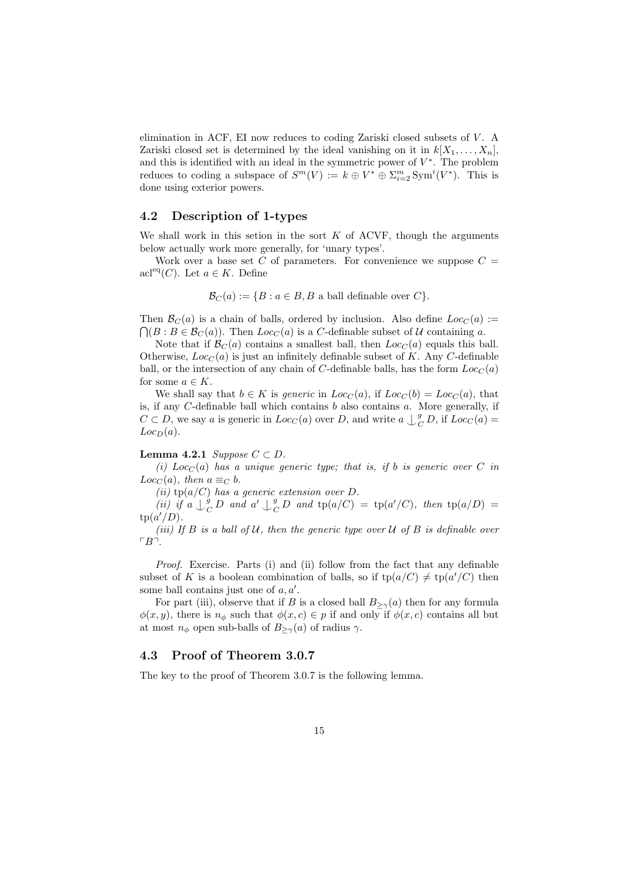elimination in ACF, EI now reduces to coding Zariski closed subsets of $V$. A Zariski closed set is determined by the ideal vanishing on it in $k[X_1, \ldots, X_n]$, and this is identified with an ideal in the symmetric power of $V^*$. The problem reduces to coding a subspace of $S^m(V) := k \oplus V^* \oplus \Sigma_{i=2}^m \mathrm{Sym}^i(V^*)$. This is done using exterior powers.

## 4.2 Description of 1-types

We shall work in this setion in the sort $K$ of ACVF, though the arguments below actually work more generally, for 'unary types'.

Work over a base set $C$ of parameters. For convenience we suppose $C = \mathrm{acl}^{\mathrm{eq}}(C)$. Let $a \in K$. Define

$$\mathcal{B}_C(a) := \{B : a \in B, B \text{ a ball definable over } C\}.$$

Then $\mathcal{B}_C(a)$ is a chain of balls, ordered by inclusion. Also define $Loc_C(a) := \bigcap(B : B \in \mathcal{B}_C(a))$. Then $Loc_C(a)$ is a $C$-definable subset of $\mathcal{U}$ containing $a$.

Note that if $\mathcal{B}_C(a)$ contains a smallest ball, then $Loc_C(a)$ equals this ball. Otherwise, $Loc_C(a)$ is just an infinitely definable subset of $K$. Any $C$-definable ball, or the intersection of any chain of $C$-definable balls, has the form $Loc_C(a)$ for some $a \in K$.

We shall say that $b \in K$ is *generic* in $Loc_C(a)$, if $Loc_C(b) = Loc_C(a)$, that is, if any $C$-definable ball which contains $b$ also contains $a$. More generally, if $C \subset D$, we say $a$ is generic in $Loc_C(a)$ over $D$, and write $a \mathop{\smile\!\!\!\!\!\mid}^g_C D$, if $Loc_C(a) = Loc_D(a)$.

**Lemma 4.2.1** *Suppose $C \subset D$.*

*(i) $Loc_C(a)$ has a unique generic type; that is, if $b$ is generic over $C$ in $Loc_C(a)$, then $a \equiv_C b$.*

*(ii) $\mathrm{tp}(a/C)$ has a generic extension over $D$.*

*(ii) if $a \mathop{\smile\!\!\!\!\!\mid}^g_C D$ and $a' \mathop{\smile\!\!\!\!\!\mid}^g_C D$ and $\mathrm{tp}(a/C) = \mathrm{tp}(a'/C)$, then $\mathrm{tp}(a/D) = \mathrm{tp}(a'/D)$.*

*(iii) If $B$ is a ball of $\mathcal{U}$, then the generic type over $\mathcal{U}$ of $B$ is definable over $\ulcorner B \urcorner$.*

*Proof.* Exercise. Parts (i) and (ii) follow from the fact that any definable subset of $K$ is a boolean combination of balls, so if $\mathrm{tp}(a/C) \neq \mathrm{tp}(a'/C)$ then some ball contains just one of $a, a'$.

For part (iii), observe that if $B$ is a closed ball $B_{\geq \gamma}(a)$ then for any formula $\phi(x, y)$, there is $n_\phi$ such that $\phi(x, c) \in p$ if and only if $\phi(x, c)$ contains all but at most $n_\phi$ open sub-balls of $B_{\geq \gamma}(a)$ of radius $\gamma$.

## 4.3 Proof of Theorem 3.0.7

The key to the proof of Theorem 3.0.7 is the following lemma.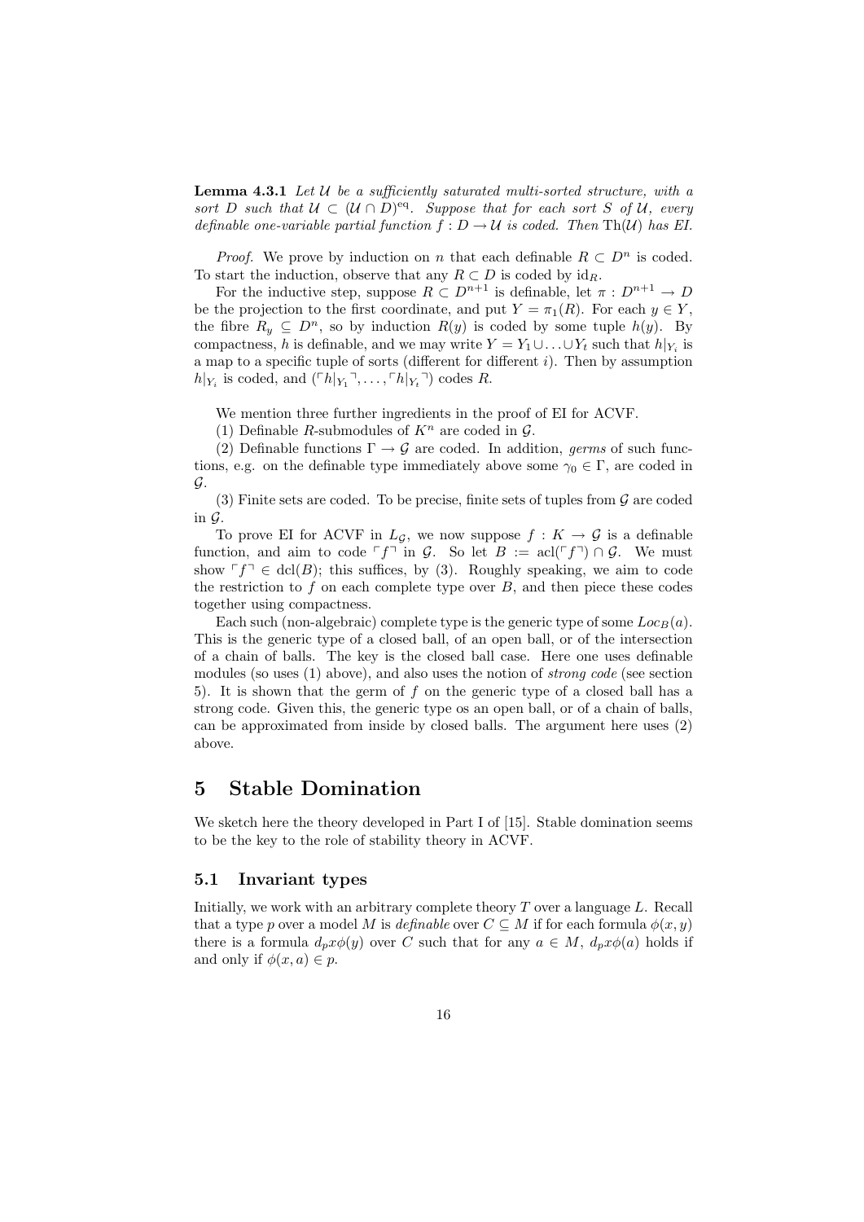**Lemma 4.3.1** *Let $\mathcal{U}$ be a sufficiently saturated multi-sorted structure, with a sort $D$ such that $\mathcal{U} \subset (\mathcal{U} \cap D)^{\text{eq}}$. Suppose that for each sort $S$ of $\mathcal{U}$, every definable one-variable partial function $f : D \to \mathcal{U}$ is coded. Then $\text{Th}(\mathcal{U})$ has EI.*

*Proof.* We prove by induction on $n$ that each definable $R \subset D^n$ is coded. To start the induction, observe that any $R \subset D$ is coded by $\text{id}_R$.

For the inductive step, suppose $R \subset D^{n+1}$ is definable, let $\pi : D^{n+1} \to D$ be the projection to the first coordinate, and put $Y = \pi_1(R)$. For each $y \in Y$, the fibre $R_y \subseteq D^n$, so by induction $R(y)$ is coded by some tuple $h(y)$. By compactness, $h$ is definable, and we may write $Y = Y_1 \cup \ldots \cup Y_t$ such that $h|_{Y_i}$ is a map to a specific tuple of sorts (different for different $i$). Then by assumption $h|_{Y_i}$ is coded, and $(\ulcorner h|_{Y_1} \urcorner, \ldots, \ulcorner h|_{Y_t} \urcorner)$ codes $R$.

We mention three further ingredients in the proof of EI for ACVF.

(1) Definable $R$-submodules of $K^n$ are coded in $\mathcal{G}$.

(2) Definable functions $\Gamma \to \mathcal{G}$ are coded. In addition, *germs* of such functions, e.g. on the definable type immediately above some $\gamma_0 \in \Gamma$, are coded in $\mathcal{G}$.

(3) Finite sets are coded. To be precise, finite sets of tuples from $\mathcal{G}$ are coded in $\mathcal{G}$.

To prove EI for ACVF in $L_{\mathcal{G}}$, we now suppose $f : K \to \mathcal{G}$ is a definable function, and aim to code $\ulcorner f \urcorner$ in $\mathcal{G}$. So let $B := \text{acl}(\ulcorner f \urcorner) \cap \mathcal{G}$. We must show $\ulcorner f \urcorner \in \text{dcl}(B)$; this suffices, by (3). Roughly speaking, we aim to code the restriction to $f$ on each complete type over $B$, and then piece these codes together using compactness.

Each such (non-algebraic) complete type is the generic type of some $Loc_B(a)$. This is the generic type of a closed ball, of an open ball, or of the intersection of a chain of balls. The key is the closed ball case. Here one uses definable modules (so uses (1) above), and also uses the notion of *strong code* (see section 5). It is shown that the germ of $f$ on the generic type of a closed ball has a strong code. Given this, the generic type os an open ball, or of a chain of balls, can be approximated from inside by closed balls. The argument here uses (2) above.

# 5 Stable Domination

We sketch here the theory developed in Part I of [15]. Stable domination seems to be the key to the role of stability theory in ACVF.

## 5.1 Invariant types

Initially, we work with an arbitrary complete theory $T$ over a language $L$. Recall that a type $p$ over a model $M$ is *definable* over $C \subseteq M$ if for each formula $\phi(x, y)$ there is a formula $d_p x\phi(y)$ over $C$ such that for any $a \in M$, $d_p x\phi(a)$ holds if and only if $\phi(x, a) \in p$.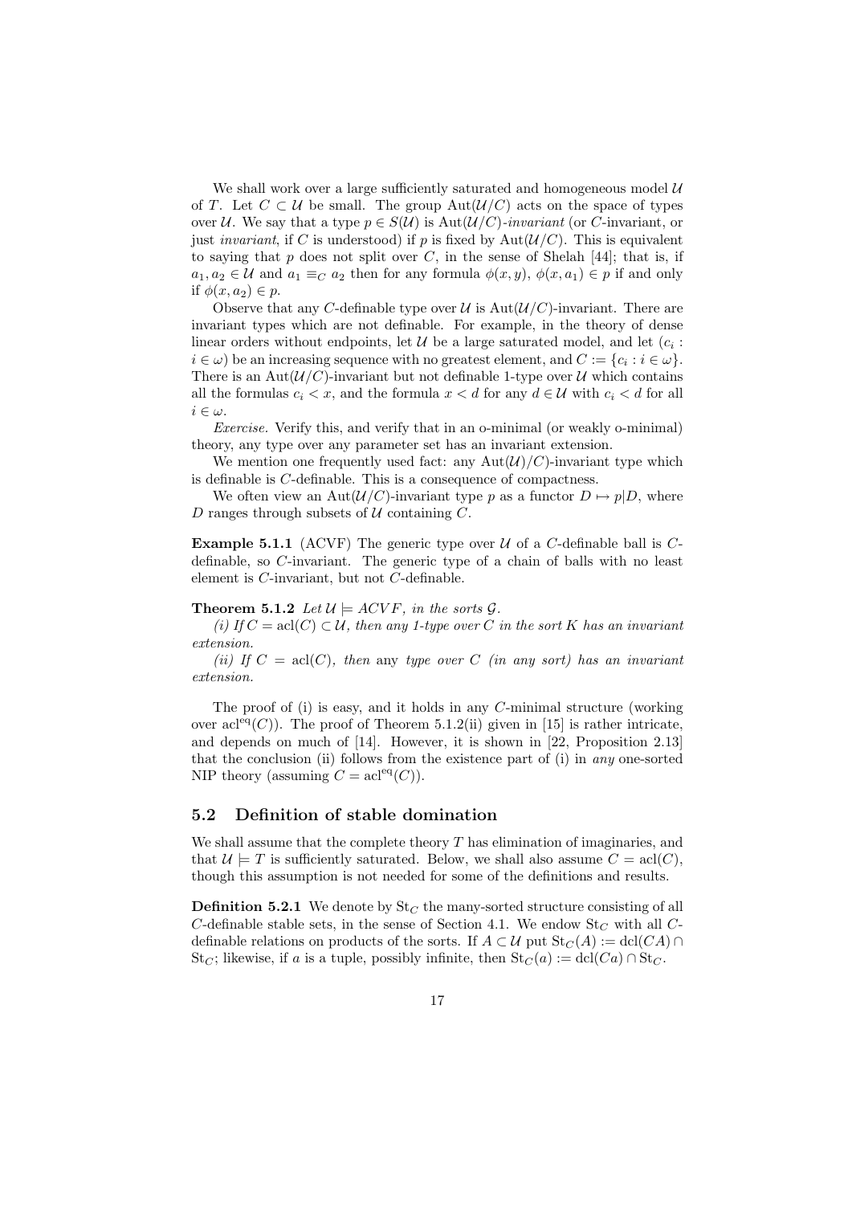We shall work over a large sufficiently saturated and homogeneous model $\mathcal{U}$ of $T$. Let $C \subset \mathcal{U}$ be small. The group $\mathrm{Aut}(\mathcal{U}/C)$ acts on the space of types over $\mathcal{U}$. We say that a type $p \in S(\mathcal{U})$ is $\mathrm{Aut}(\mathcal{U}/C)$*-invariant* (or $C$-invariant, or just *invariant*, if $C$ is understood) if $p$ is fixed by $\mathrm{Aut}(\mathcal{U}/C)$. This is equivalent to saying that $p$ does not split over $C$, in the sense of Shelah [44]; that is, if $a_1, a_2 \in \mathcal{U}$ and $a_1 \equiv_C a_2$ then for any formula $\phi(x, y)$, $\phi(x, a_1) \in p$ if and only if $\phi(x, a_2) \in p$.

Observe that any $C$-definable type over $\mathcal{U}$ is $\mathrm{Aut}(\mathcal{U}/C)$-invariant. There are invariant types which are not definable. For example, in the theory of dense linear orders without endpoints, let $\mathcal{U}$ be a large saturated model, and let $(c_i : i \in \omega)$ be an increasing sequence with no greatest element, and $C := \{c_i : i \in \omega\}$. There is an $\mathrm{Aut}(\mathcal{U}/C)$-invariant but not definable 1-type over $\mathcal{U}$ which contains all the formulas $c_i < x$, and the formula $x < d$ for any $d \in \mathcal{U}$ with $c_i < d$ for all $i \in \omega$.

*Exercise.* Verify this, and verify that in an o-minimal (or weakly o-minimal) theory, any type over any parameter set has an invariant extension.

We mention one frequently used fact: any $\mathrm{Aut}(\mathcal{U})/C)$-invariant type which is definable is $C$-definable. This is a consequence of compactness.

We often view an $\mathrm{Aut}(\mathcal{U}/C)$-invariant type $p$ as a functor $D \mapsto p|D$, where $D$ ranges through subsets of $\mathcal{U}$ containing $C$.

**Example 5.1.1** (ACVF) The generic type over $\mathcal{U}$ of a $C$-definable ball is $C$-definable, so $C$-invariant. The generic type of a chain of balls with no least element is $C$-invariant, but not $C$-definable.

**Theorem 5.1.2** *Let $\mathcal{U} \models ACVF$, in the sorts $\mathcal{G}$.*

*(i) If $C = \mathrm{acl}(C) \subset \mathcal{U}$, then any 1-type over $C$ in the sort $K$ has an invariant extension.*

*(ii) If $C = \mathrm{acl}(C)$, then* any *type over $C$ (in any sort) has an invariant extension.*

The proof of (i) is easy, and it holds in any $C$-minimal structure (working over $\mathrm{acl}^{\mathrm{eq}}(C)$). The proof of Theorem 5.1.2(ii) given in [15] is rather intricate, and depends on much of [14]. However, it is shown in [22, Proposition 2.13] that the conclusion (ii) follows from the existence part of (i) in *any* one-sorted NIP theory (assuming $C = \mathrm{acl}^{\mathrm{eq}}(C)$).

## 5.2 Definition of stable domination

We shall assume that the complete theory $T$ has elimination of imaginaries, and that $\mathcal{U} \models T$ is sufficiently saturated. Below, we shall also assume $C = \mathrm{acl}(C)$, though this assumption is not needed for some of the definitions and results.

**Definition 5.2.1** We denote by $\mathrm{St}_C$ the many-sorted structure consisting of all $C$-definable stable sets, in the sense of Section 4.1. We endow $\mathrm{St}_C$ with all $C$-definable relations on products of the sorts. If $A \subset \mathcal{U}$ put $\mathrm{St}_C(A) := \mathrm{dcl}(CA) \cap \mathrm{St}_C$; likewise, if $a$ is a tuple, possibly infinite, then $\mathrm{St}_C(a) := \mathrm{dcl}(Ca) \cap \mathrm{St}_C$.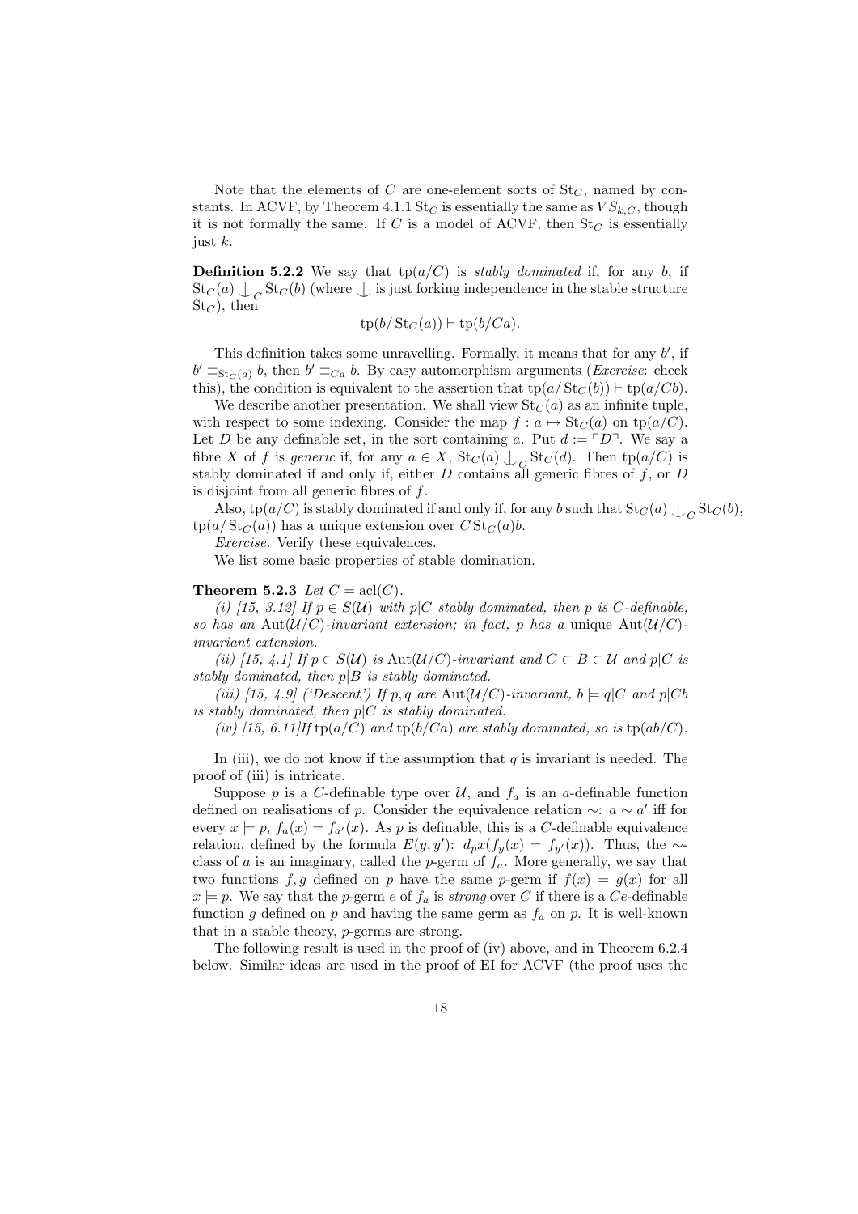Note that the elements of $C$ are one-element sorts of $\mathrm{St}_C$, named by constants. In ACVF, by Theorem 4.1.1 $\mathrm{St}_C$ is essentially the same as $VS_{k,C}$, though it is not formally the same. If $C$ is a model of ACVF, then $\mathrm{St}_C$ is essentially just $k$.

**Definition 5.2.2** We say that $\mathrm{tp}(a/C)$ is *stably dominated* if, for any $b$, if $\mathrm{St}_C(a) \mathop{\smile\!\!\!\!\!\!|}_C \mathrm{St}_C(b)$ (where $\mathop{\smile\!\!\!\!\!\!|}$ is just forking independence in the stable structure $\mathrm{St}_C$), then

$$\mathrm{tp}(b/\mathrm{St}_C(a)) \vdash \mathrm{tp}(b/Ca).$$

This definition takes some unravelling. Formally, it means that for any $b'$, if $b' \equiv_{\mathrm{St}_C(a)} b$, then $b' \equiv_{Ca} b$. By easy automorphism arguments (*Exercise*: check this), the condition is equivalent to the assertion that $\mathrm{tp}(a/\mathrm{St}_C(b)) \vdash \mathrm{tp}(a/Cb)$.

We describe another presentation. We shall view $\mathrm{St}_C(a)$ as an infinite tuple, with respect to some indexing. Consider the map $f : a \mapsto \mathrm{St}_C(a)$ on $\mathrm{tp}(a/C)$. Let $D$ be any definable set, in the sort containing $a$. Put $d := \ulcorner D \urcorner$. We say a fibre $X$ of $f$ is *generic* if, for any $a \in X$, $\mathrm{St}_C(a) \mathop{\smile\!\!\!\!\!\!|}_C \mathrm{St}_C(d)$. Then $\mathrm{tp}(a/C)$ is stably dominated if and only if, either $D$ contains all generic fibres of $f$, or $D$ is disjoint from all generic fibres of $f$.

Also, $\mathrm{tp}(a/C)$ is stably dominated if and only if, for any $b$ such that $\mathrm{St}_C(a) \mathop{\smile\!\!\!\!\!\!|}_C \mathrm{St}_C(b)$, $\mathrm{tp}(a/\mathrm{St}_C(a))$ has a unique extension over $C\,\mathrm{St}_C(a)b$.

*Exercise.* Verify these equivalences.

We list some basic properties of stable domination.

**Theorem 5.2.3** *Let $C = \mathrm{acl}(C)$.*

*(i) [15, 3.12] If $p \in S(\mathcal{U})$ with $p|C$ stably dominated, then $p$ is $C$-definable, so has an $\mathrm{Aut}(\mathcal{U}/C)$-invariant extension; in fact, $p$ has a* unique *$\mathrm{Aut}(\mathcal{U}/C)$-invariant extension.*

*(ii) [15, 4.1] If $p \in S(\mathcal{U})$ is $\mathrm{Aut}(\mathcal{U}/C)$-invariant and $C \subset B \subset \mathcal{U}$ and $p|C$ is stably dominated, then $p|B$ is stably dominated.*

*(iii) [15, 4.9] ('Descent') If $p, q$ are $\mathrm{Aut}(\mathcal{U}/C)$-invariant, $b \models q|C$ and $p|Cb$ is stably dominated, then $p|C$ is stably dominated.*

*(iv) [15, 6.11] If $\mathrm{tp}(a/C)$ and $\mathrm{tp}(b/Ca)$ are stably dominated, so is $\mathrm{tp}(ab/C)$.*

In (iii), we do not know if the assumption that $q$ is invariant is needed. The proof of (iii) is intricate.

Suppose $p$ is a $C$-definable type over $\mathcal{U}$, and $f_a$ is an $a$-definable function defined on realisations of $p$. Consider the equivalence relation $\sim$: $a \sim a'$ iff for every $x \models p$, $f_a(x) = f_{a'}(x)$. As $p$ is definable, this is a $C$-definable equivalence relation, defined by the formula $E(y, y')$: $d_p x(f_y(x) = f_{y'}(x))$. Thus, the $\sim$-class of $a$ is an imaginary, called the $p$-germ of $f_a$. More generally, we say that two functions $f, g$ defined on $p$ have the same $p$-germ if $f(x) = g(x)$ for all $x \models p$. We say that the $p$-germ $e$ of $f_a$ is *strong* over $C$ if there is a $Ce$-definable function $g$ defined on $p$ and having the same germ as $f_a$ on $p$. It is well-known that in a stable theory, $p$-germs are strong.

The following result is used in the proof of (iv) above, and in Theorem 6.2.4 below. Similar ideas are used in the proof of EI for ACVF (the proof uses the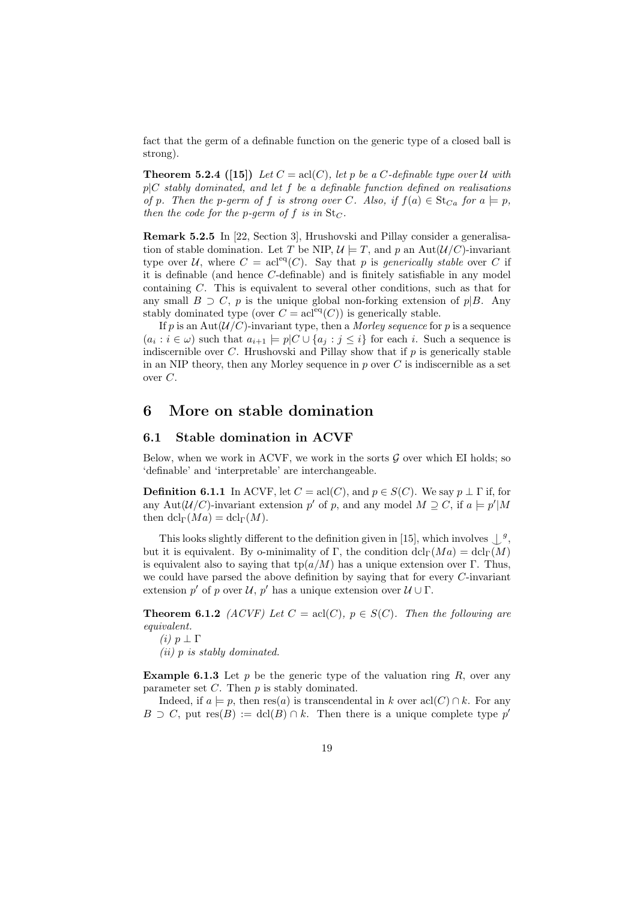fact that the germ of a definable function on the generic type of a closed ball is strong).

**Theorem 5.2.4 ([15])** *Let $C = \mathrm{acl}(C)$, let $p$ be a $C$-definable type over $\mathcal{U}$ with $p|C$ stably dominated, and let $f$ be a definable function defined on realisations of $p$. Then the $p$-germ of $f$ is strong over $C$. Also, if $f(a) \in \mathrm{St}_{Ca}$ for $a \models p$, then the code for the $p$-germ of $f$ is in $\mathrm{St}_C$.*

**Remark 5.2.5** In [22, Section 3], Hrushovski and Pillay consider a generalisation of stable domination. Let $T$ be NIP, $\mathcal{U} \models T$, and $p$ an $\mathrm{Aut}(\mathcal{U}/C)$-invariant type over $\mathcal{U}$, where $C = \mathrm{acl}^{\mathrm{eq}}(C)$. Say that $p$ is *generically stable* over $C$ if it is definable (and hence $C$-definable) and is finitely satisfiable in any model containing $C$. This is equivalent to several other conditions, such as that for any small $B \supset C$, $p$ is the unique global non-forking extension of $p|B$. Any stably dominated type (over $C = \mathrm{acl}^{\mathrm{eq}}(C)$) is generically stable.

If $p$ is an $\mathrm{Aut}(\mathcal{U}/C)$-invariant type, then a *Morley sequence* for $p$ is a sequence $(a_i : i \in \omega)$ such that $a_{i+1} \models p|C \cup \{a_j : j \leq i\}$ for each $i$. Such a sequence is indiscernible over $C$. Hrushovski and Pillay show that if $p$ is generically stable in an NIP theory, then any Morley sequence in $p$ over $C$ is indiscernible as a set over $C$.

# 6 More on stable domination

## 6.1 Stable domination in ACVF

Below, when we work in ACVF, we work in the sorts $\mathcal{G}$ over which EI holds; so 'definable' and 'interpretable' are interchangeable.

**Definition 6.1.1** In ACVF, let $C = \mathrm{acl}(C)$, and $p \in S(C)$. We say $p \perp \Gamma$ if, for any $\mathrm{Aut}(\mathcal{U}/C)$-invariant extension $p'$ of $p$, and any model $M \supseteq C$, if $a \models p'|M$ then $\mathrm{dcl}_\Gamma(Ma) = \mathrm{dcl}_\Gamma(M)$.

This looks slightly different to the definition given in [15], which involves $\mathop{\smile\!\!\!\!\!\!|}\,^g$, but it is equivalent. By o-minimality of $\Gamma$, the condition $\mathrm{dcl}_\Gamma(Ma) = \mathrm{dcl}_\Gamma(M)$ is equivalent also to saying that $\mathrm{tp}(a/M)$ has a unique extension over $\Gamma$. Thus, we could have parsed the above definition by saying that for every $C$-invariant extension $p'$ of $p$ over $\mathcal{U}$, $p'$ has a unique extension over $\mathcal{U} \cup \Gamma$.

**Theorem 6.1.2** *(ACVF) Let $C = \mathrm{acl}(C)$, $p \in S(C)$. Then the following are equivalent.*

*(i) $p \perp \Gamma$*

*(ii) $p$ is stably dominated.*

**Example 6.1.3** Let $p$ be the generic type of the valuation ring $R$, over any parameter set $C$. Then $p$ is stably dominated.

Indeed, if $a \models p$, then $\mathrm{res}(a)$ is transcendental in $k$ over $\mathrm{acl}(C) \cap k$. For any $B \supset C$, put $\mathrm{res}(B) := \mathrm{dcl}(B) \cap k$. Then there is a unique complete type $p'$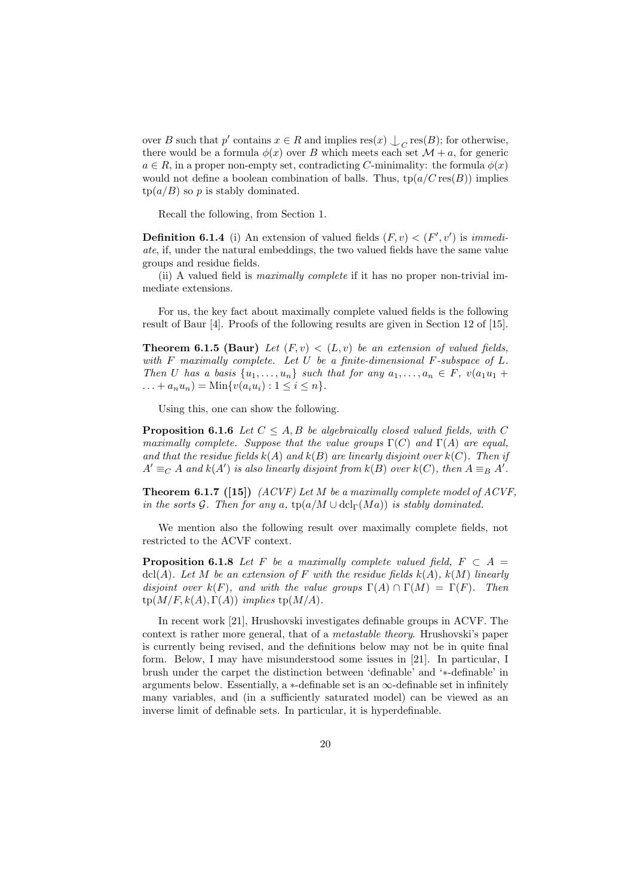over $B$ such that $p'$ contains $x \in R$ and implies $\mathrm{res}(x) \perp_C \mathrm{res}(B)$; for otherwise, there would be a formula $\phi(x)$ over $B$ which meets each set $\mathcal{M} + a$, for generic $a \in R$, in a proper non-empty set, contradicting $C$-minimality: the formula $\phi(x)$ would not define a boolean combination of balls. Thus, $\mathrm{tp}(a/C\,\mathrm{res}(B))$ implies $\mathrm{tp}(a/B)$ so $p$ is stably dominated.

Recall the following, from Section 1.

**Definition 6.1.4** (i) An extension of valued fields $(F, v) < (F', v')$ is *immediate*, if, under the natural embeddings, the two valued fields have the same value groups and residue fields.

(ii) A valued field is *maximally complete* if it has no proper non-trivial immediate extensions.

For us, the key fact about maximally complete valued fields is the following result of Baur [4]. Proofs of the following results are given in Section 12 of [15].

**Theorem 6.1.5 (Baur)** *Let $(F, v) < (L, v)$ be an extension of valued fields, with $F$ maximally complete. Let $U$ be a finite-dimensional $F$-subspace of $L$. Then $U$ has a basis $\{u_1, \ldots, u_n\}$ such that for any $a_1, \ldots, a_n \in F$, $v(a_1u_1 + \ldots + a_nu_n) = \mathrm{Min}\{v(a_iu_i) : 1 \leq i \leq n\}$.*

Using this, one can show the following.

**Proposition 6.1.6** *Let $C \leq A, B$ be algebraically closed valued fields, with $C$ maximally complete. Suppose that the value groups $\Gamma(C)$ and $\Gamma(A)$ are equal, and that the residue fields $k(A)$ and $k(B)$ are linearly disjoint over $k(C)$. Then if $A' \equiv_C A$ and $k(A')$ is also linearly disjoint from $k(B)$ over $k(C)$, then $A \equiv_B A'$.*

**Theorem 6.1.7 ([15])** *(ACVF) Let $M$ be a maximally complete model of ACVF, in the sorts $\mathcal{G}$. Then for any $a$, $\mathrm{tp}(a/M \cup \mathrm{dcl}_\Gamma(Ma))$ is stably dominated.*

We mention also the following result over maximally complete fields, not restricted to the ACVF context.

**Proposition 6.1.8** *Let $F$ be a maximally complete valued field, $F \subset A = \mathrm{dcl}(A)$. Let $M$ be an extension of $F$ with the residue fields $k(A)$, $k(M)$ linearly disjoint over $k(F)$, and with the value groups $\Gamma(A) \cap \Gamma(M) = \Gamma(F)$. Then $\mathrm{tp}(M/F, k(A), \Gamma(A))$ implies $\mathrm{tp}(M/A)$.*

In recent work [21], Hrushovski investigates definable groups in ACVF. The context is rather more general, that of a *metastable theory*. Hrushovski's paper is currently being revised, and the definitions below may not be in quite final form. Below, I may have misunderstood some issues in [21]. In particular, I brush under the carpet the distinction between 'definable' and '$*$-definable' in arguments below. Essentially, a $*$-definable set is an $\infty$-definable set in infinitely many variables, and (in a sufficiently saturated model) can be viewed as an inverse limit of definable sets. In particular, it is hyperdefinable.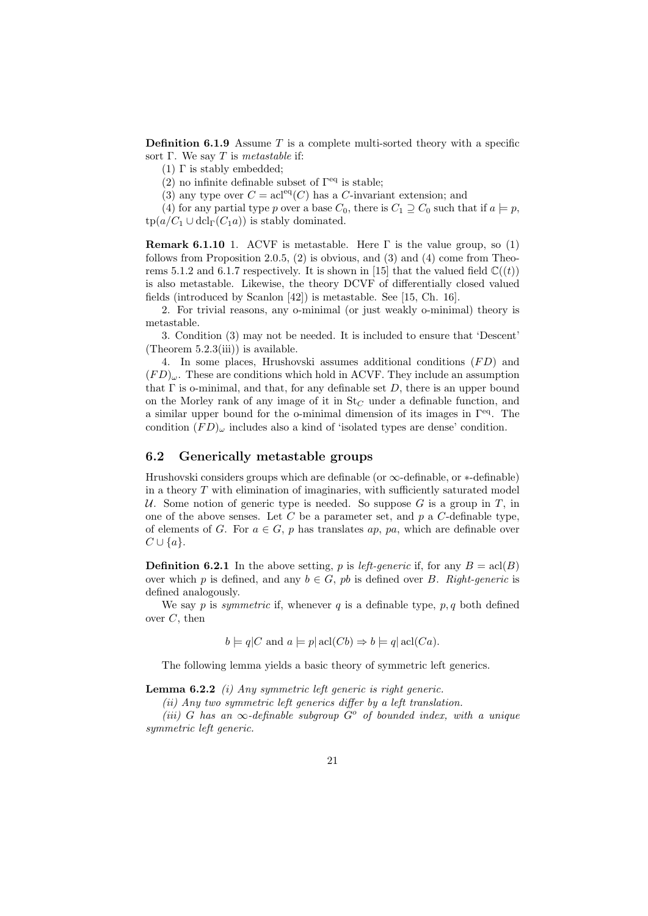**Definition 6.1.9** Assume $T$ is a complete multi-sorted theory with a specific sort $\Gamma$. We say $T$ is *metastable* if:

(1) $\Gamma$ is stably embedded;

(2) no infinite definable subset of $\Gamma^{\rm eq}$ is stable;

(3) any type over $C = \mathrm{acl}^{\rm eq}(C)$ has a $C$-invariant extension; and

(4) for any partial type $p$ over a base $C_0$, there is $C_1 \supseteq C_0$ such that if $a \models p$, $\mathrm{tp}(a/C_1 \cup \mathrm{dcl}_\Gamma(C_1 a))$ is stably dominated.

**Remark 6.1.10** 1. ACVF is metastable. Here $\Gamma$ is the value group, so (1) follows from Proposition 2.0.5, (2) is obvious, and (3) and (4) come from Theorems 5.1.2 and 6.1.7 respectively. It is shown in [15] that the valued field $\mathbb{C}((t))$ is also metastable. Likewise, the theory DCVF of differentially closed valued fields (introduced by Scanlon [42]) is metastable. See [15, Ch. 16].

2. For trivial reasons, any o-minimal (or just weakly o-minimal) theory is metastable.

3. Condition (3) may not be needed. It is included to ensure that 'Descent' (Theorem 5.2.3(iii)) is available.

4. In some places, Hrushovski assumes additional conditions $(FD)$ and $(FD)_\omega$. These are conditions which hold in ACVF. They include an assumption that $\Gamma$ is o-minimal, and that, for any definable set $D$, there is an upper bound on the Morley rank of any image of it in $\mathrm{St}_C$ under a definable function, and a similar upper bound for the o-minimal dimension of its images in $\Gamma^{\rm eq}$. The condition $(FD)_\omega$ includes also a kind of 'isolated types are dense' condition.

## 6.2 Generically metastable groups

Hrushovski considers groups which are definable (or $\infty$-definable, or $*$-definable) in a theory $T$ with elimination of imaginaries, with sufficiently saturated model $\mathcal{U}$. Some notion of generic type is needed. So suppose $G$ is a group in $T$, in one of the above senses. Let $C$ be a parameter set, and $p$ a $C$-definable type, of elements of $G$. For $a \in G$, $p$ has translates $ap$, $pa$, which are definable over $C \cup \{a\}$.

**Definition 6.2.1** In the above setting, $p$ is *left-generic* if, for any $B = \mathrm{acl}(B)$ over which $p$ is defined, and any $b \in G$, $pb$ is defined over $B$. *Right-generic* is defined analogously.

We say $p$ is *symmetric* if, whenever $q$ is a definable type, $p, q$ both defined over $C$, then

$$b \models q|C \text{ and } a \models p|\,\mathrm{acl}(Cb) \Rightarrow b \models q|\,\mathrm{acl}(Ca).$$

The following lemma yields a basic theory of symmetric left generics.

**Lemma 6.2.2** *(i) Any symmetric left generic is right generic.*

*(ii) Any two symmetric left generics differ by a left translation.*

*(iii) $G$ has an $\infty$-definable subgroup $G^o$ of bounded index, with a unique symmetric left generic.*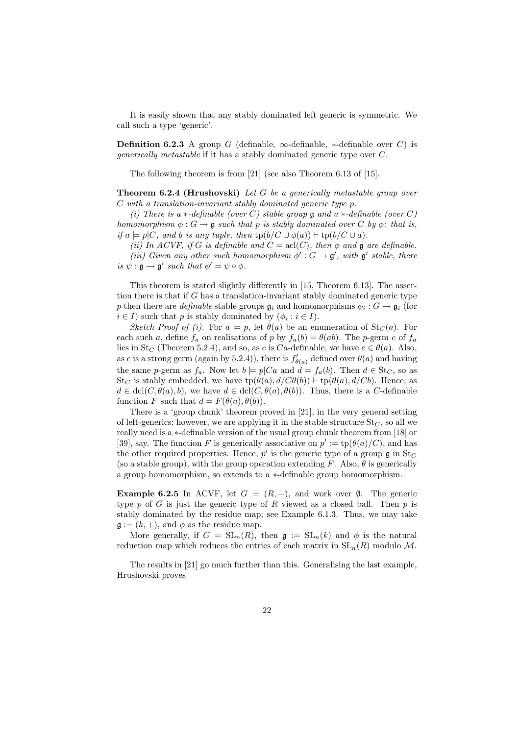It is easily shown that any stably dominated left generic is symmetric. We call such a type 'generic'.

**Definition 6.2.3** A group $G$ (definable, $\infty$-definable, $*$-definable over $C$) is *generically metastable* if it has a stably dominated generic type over $C$.

The following theorem is from [21] (see also Theorem 6.13 of [15].

**Theorem 6.2.4 (Hrushovski)** *Let $G$ be a generically metastable group over $C$ with a translation-invariant stably dominated generic type $p$.*

*(i) There is a $*$-definable (over $C$) stable group $\mathfrak{g}$ and a $*$-definable (over $C$) homomorphism $\phi : G \to \mathfrak{g}$ such that $p$ is stably dominated over $C$ by $\phi$: that is, if $a \models p|C$, and $b$ is any tuple, then $\mathrm{tp}(b/C \cup \phi(a)) \vdash \mathrm{tp}(b/C \cup a)$.*

*(ii) In ACVF, if $G$ is definable and $C = \mathrm{acl}(C)$, then $\phi$ and $\mathfrak{g}$ are definable.*

*(iii) Given any other such homomorphism $\phi' : G \to \mathfrak{g}'$, with $\mathfrak{g}'$ stable, there is $\psi : \mathfrak{g} \to \mathfrak{g}'$ such that $\phi' = \psi \circ \phi$.*

This theorem is stated slightly differently in [15, Theorem 6.13]. The assertion there is that if $G$ has a translation-invariant stably dominated generic type $p$ then there are *definable* stable groups $\mathfrak{g}_i$ and homomorphisms $\phi_i : G \to \mathfrak{g}_i$ (for $i \in I$) such that $p$ is stably dominated by $(\phi_i : i \in I)$.

*Sketch Proof of (i).* For $a \models p$, let $\theta(a)$ be an enumeration of $\mathrm{St}_C(a)$. For each such $a$, define $f_a$ on realisations of $p$ by $f_a(b) = \theta(ab)$. The $p$-germ $e$ of $f_a$ lies in $\mathrm{St}_C$ (Theorem 5.2.4), and so, as $e$ is $Ca$-definable, we have $e \in \theta(a)$. Also, as $e$ is a strong germ (again by 5.2.4)), there is $f'_{\theta(a)}$ defined over $\theta(a)$ and having the same $p$-germ as $f_a$. Now let $b \models p|Ca$ and $d = f_a(b)$. Then $d \in \mathrm{St}_C$, so as $\mathrm{St}_C$ is stably embedded, we have $\mathrm{tp}(\theta(a), d/C\theta(b)) \vdash \mathrm{tp}(\theta(a), d/Cb)$. Hence, as $d \in \mathrm{dcl}(C, \theta(a), b)$, we have $d \in \mathrm{dcl}(C, \theta(a), \theta(b))$. Thus, there is a $C$-definable function $F$ such that $d = F(\theta(a), \theta(b))$.

There is a 'group chunk' theorem proved in [21], in the very general setting of left-generics; however, we are applying it in the stable structure $\mathrm{St}_C$, so all we really need is a $*$-definable version of the usual group chunk theorem from [18] or [39], say. The function $F$ is generically associative on $p' := \mathrm{tp}(\theta(a)/C)$, and has the other required properties. Hence, $p'$ is the generic type of a group $\mathfrak{g}$ in $\mathrm{St}_C$ (so a stable group), with the group operation extending $F$. Also, $\theta$ is generically a group homomorphism, so extends to a $*$-definable group homomorphism.

**Example 6.2.5** In ACVF, let $G = (R, +)$, and work over $\emptyset$. The generic type $p$ of $G$ is just the generic type of $R$ viewed as a closed ball. Then $p$ is stably dominated by the residue map; see Example 6.1.3. Thus, we may take $\mathfrak{g} := (k, +)$, and $\phi$ as the residue map.

More generally, if $G = \mathrm{SL}_n(R)$, then $\mathfrak{g} := \mathrm{SL}_n(k)$ and $\phi$ is the natural reduction map which reduces the entries of each matrix in $\mathrm{SL}_n(R)$ modulo $\mathcal{M}$.

The results in [21] go much further than this. Generalising the last example, Hrushovski proves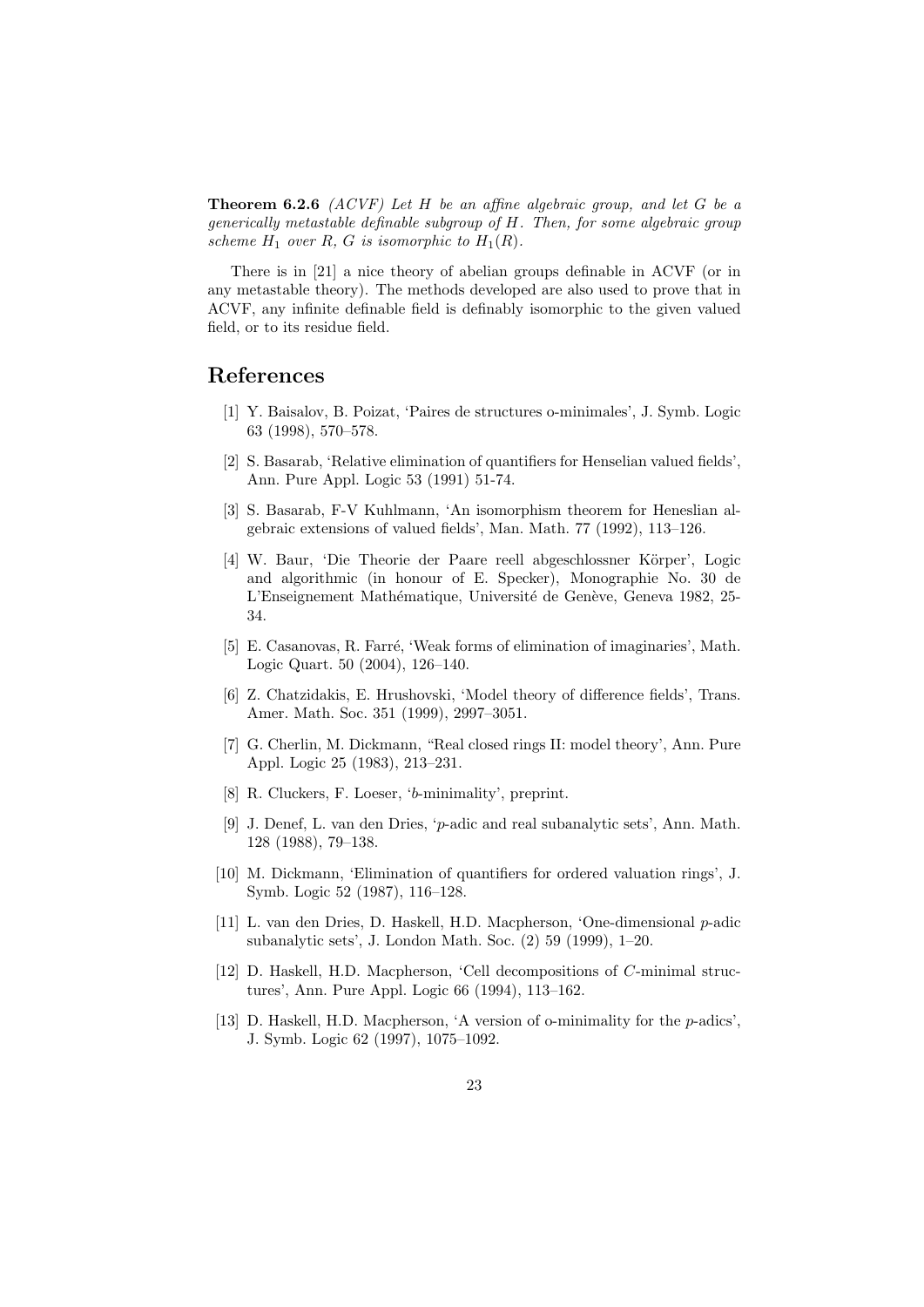**Theorem 6.2.6** *(ACVF) Let $H$ be an affine algebraic group, and let $G$ be a generically metastable definable subgroup of $H$. Then, for some algebraic group scheme $H_1$ over $R$, $G$ is isomorphic to $H_1(R)$.*

There is in [21] a nice theory of abelian groups definable in ACVF (or in any metastable theory). The methods developed are also used to prove that in ACVF, any infinite definable field is definably isomorphic to the given valued field, or to its residue field.

# References

[1] Y. Baisalov, B. Poizat, 'Paires de structures o-minimales', J. Symb. Logic 63 (1998), 570–578.

[2] S. Basarab, 'Relative elimination of quantifiers for Henselian valued fields', Ann. Pure Appl. Logic 53 (1991) 51-74.

[3] S. Basarab, F-V Kuhlmann, 'An isomorphism theorem for Heneslian algebraic extensions of valued fields', Man. Math. 77 (1992), 113–126.

[4] W. Baur, 'Die Theorie der Paare reell abgeschlossner Körper', Logic and algorithmic (in honour of E. Specker), Monographie No. 30 de L'Enseignement Mathématique, Université de Genève, Geneva 1982, 25-34.

[5] E. Casanovas, R. Farré, 'Weak forms of elimination of imaginaries', Math. Logic Quart. 50 (2004), 126–140.

[6] Z. Chatzidakis, E. Hrushovski, 'Model theory of difference fields', Trans. Amer. Math. Soc. 351 (1999), 2997–3051.

[7] G. Cherlin, M. Dickmann, "Real closed rings II: model theory', Ann. Pure Appl. Logic 25 (1983), 213–231.

[8] R. Cluckers, F. Loeser, '$b$-minimality', preprint.

[9] J. Denef, L. van den Dries, '$p$-adic and real subanalytic sets', Ann. Math. 128 (1988), 79–138.

[10] M. Dickmann, 'Elimination of quantifiers for ordered valuation rings', J. Symb. Logic 52 (1987), 116–128.

[11] L. van den Dries, D. Haskell, H.D. Macpherson, 'One-dimensional $p$-adic subanalytic sets', J. London Math. Soc. (2) 59 (1999), 1–20.

[12] D. Haskell, H.D. Macpherson, 'Cell decompositions of $C$-minimal structures', Ann. Pure Appl. Logic 66 (1994), 113–162.

[13] D. Haskell, H.D. Macpherson, 'A version of o-minimality for the $p$-adics', J. Symb. Logic 62 (1997), 1075–1092.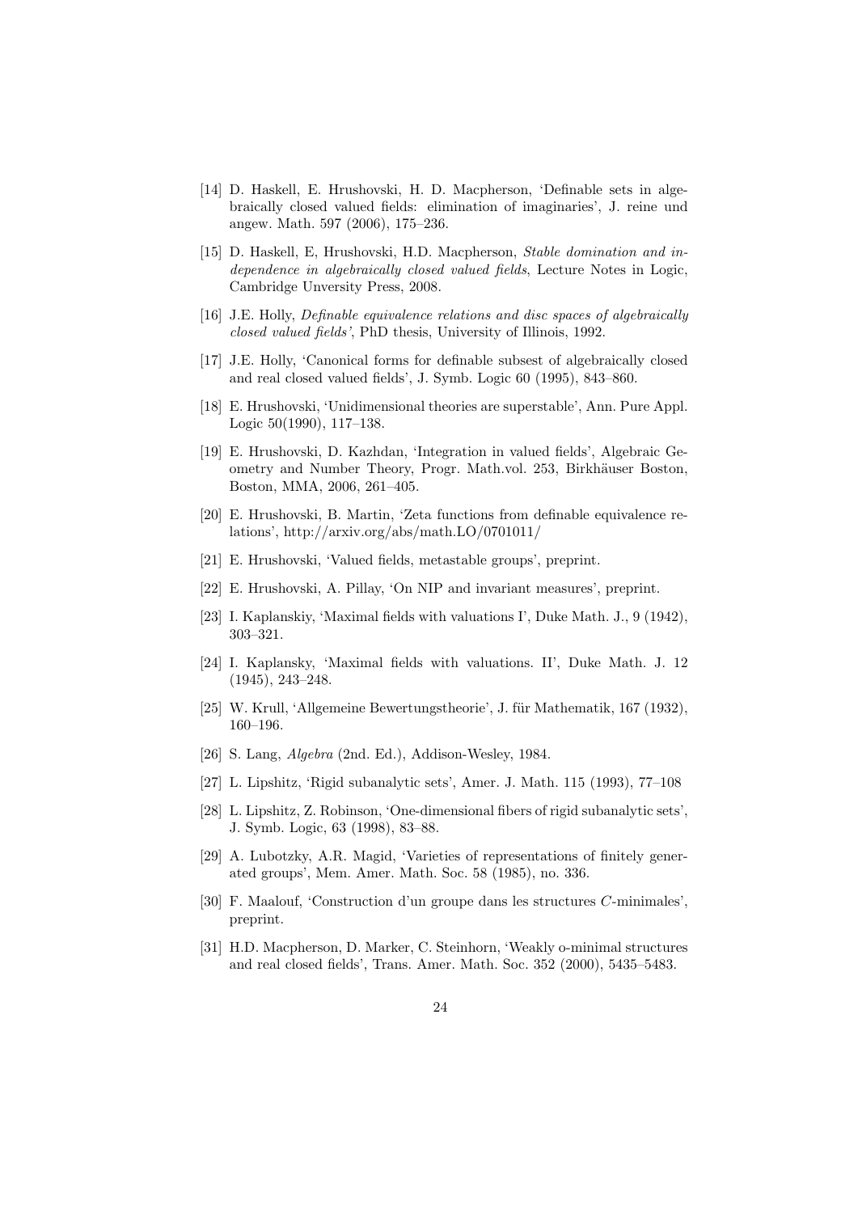[14] D. Haskell, E. Hrushovski, H. D. Macpherson, 'Definable sets in algebraically closed valued fields: elimination of imaginaries', J. reine und angew. Math. 597 (2006), 175–236.

[15] D. Haskell, E, Hrushovski, H.D. Macpherson, *Stable domination and independence in algebraically closed valued fields*, Lecture Notes in Logic, Cambridge Unversity Press, 2008.

[16] J.E. Holly, *Definable equivalence relations and disc spaces of algebraically closed valued fields'*, PhD thesis, University of Illinois, 1992.

[17] J.E. Holly, 'Canonical forms for definable subsest of algebraically closed and real closed valued fields', J. Symb. Logic 60 (1995), 843–860.

[18] E. Hrushovski, 'Unidimensional theories are superstable', Ann. Pure Appl. Logic 50(1990), 117–138.

[19] E. Hrushovski, D. Kazhdan, 'Integration in valued fields', Algebraic Geometry and Number Theory, Progr. Math.vol. 253, Birkhäuser Boston, Boston, MMA, 2006, 261–405.

[20] E. Hrushovski, B. Martin, 'Zeta functions from definable equivalence relations', http://arxiv.org/abs/math.LO/0701011/

[21] E. Hrushovski, 'Valued fields, metastable groups', preprint.

[22] E. Hrushovski, A. Pillay, 'On NIP and invariant measures', preprint.

[23] I. Kaplanskiy, 'Maximal fields with valuations I', Duke Math. J., 9 (1942), 303–321.

[24] I. Kaplansky, 'Maximal fields with valuations. II', Duke Math. J. 12 (1945), 243–248.

[25] W. Krull, 'Allgemeine Bewertungstheorie', J. für Mathematik, 167 (1932), 160–196.

[26] S. Lang, *Algebra* (2nd. Ed.), Addison-Wesley, 1984.

[27] L. Lipshitz, 'Rigid subanalytic sets', Amer. J. Math. 115 (1993), 77–108

[28] L. Lipshitz, Z. Robinson, 'One-dimensional fibers of rigid subanalytic sets', J. Symb. Logic, 63 (1998), 83–88.

[29] A. Lubotzky, A.R. Magid, 'Varieties of representations of finitely generated groups', Mem. Amer. Math. Soc. 58 (1985), no. 336.

[30] F. Maalouf, 'Construction d'un groupe dans les structures $C$-minimales', preprint.

[31] H.D. Macpherson, D. Marker, C. Steinhorn, 'Weakly o-minimal structures and real closed fields', Trans. Amer. Math. Soc. 352 (2000), 5435–5483.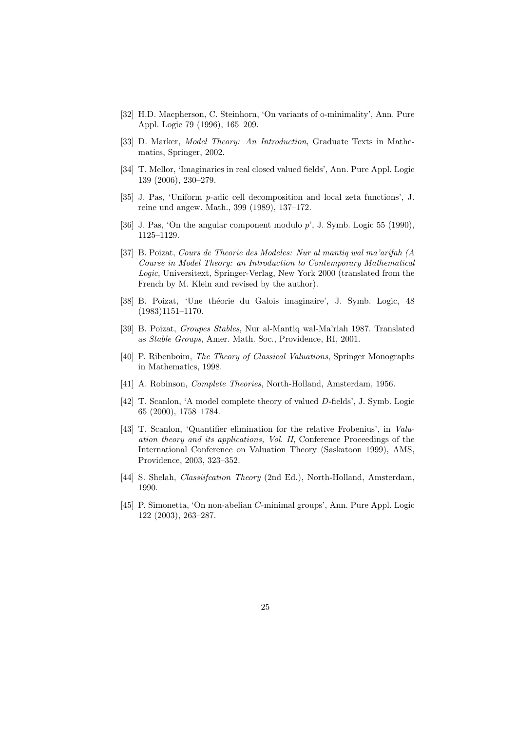[32] H.D. Macpherson, C. Steinhorn, 'On variants of o-minimality', Ann. Pure Appl. Logic 79 (1996), 165–209.

[33] D. Marker, *Model Theory: An Introduction*, Graduate Texts in Mathematics, Springer, 2002.

[34] T. Mellor, 'Imaginaries in real closed valued fields', Ann. Pure Appl. Logic 139 (2006), 230–279.

[35] J. Pas, 'Uniform $p$-adic cell decomposition and local zeta functions', J. reine und angew. Math., 399 (1989), 137–172.

[36] J. Pas, 'On the angular component modulo $p$', J. Symb. Logic 55 (1990), 1125–1129.

[37] B. Poizat, *Cours de Theorie des Modeles: Nur al mantiq wal ma'arifah (A Course in Model Theory: an Introduction to Contemporary Mathematical Logic*, Universitext, Springer-Verlag, New York 2000 (translated from the French by M. Klein and revised by the author).

[38] B. Poizat, 'Une théorie du Galois imaginaire', J. Symb. Logic, 48 (1983)1151–1170.

[39] B. Poizat, *Groupes Stables*, Nur al-Mantiq wal-Ma'riah 1987. Translated as *Stable Groups*, Amer. Math. Soc., Providence, RI, 2001.

[40] P. Ribenboim, *The Theory of Classical Valuations*, Springer Monographs in Mathematics, 1998.

[41] A. Robinson, *Complete Theories*, North-Holland, Amsterdam, 1956.

[42] T. Scanlon, 'A model complete theory of valued $D$-fields', J. Symb. Logic 65 (2000), 1758–1784.

[43] T. Scanlon, 'Quantifier elimination for the relative Frobenius', in *Valuation theory and its applications, Vol. II*, Conference Proceedings of the International Conference on Valuation Theory (Saskatoon 1999), AMS, Providence, 2003, 323–352.

[44] S. Shelah, *Classiifcation Theory* (2nd Ed.), North-Holland, Amsterdam, 1990.

[45] P. Simonetta, 'On non-abelian $C$-minimal groups', Ann. Pure Appl. Logic 122 (2003), 263–287.